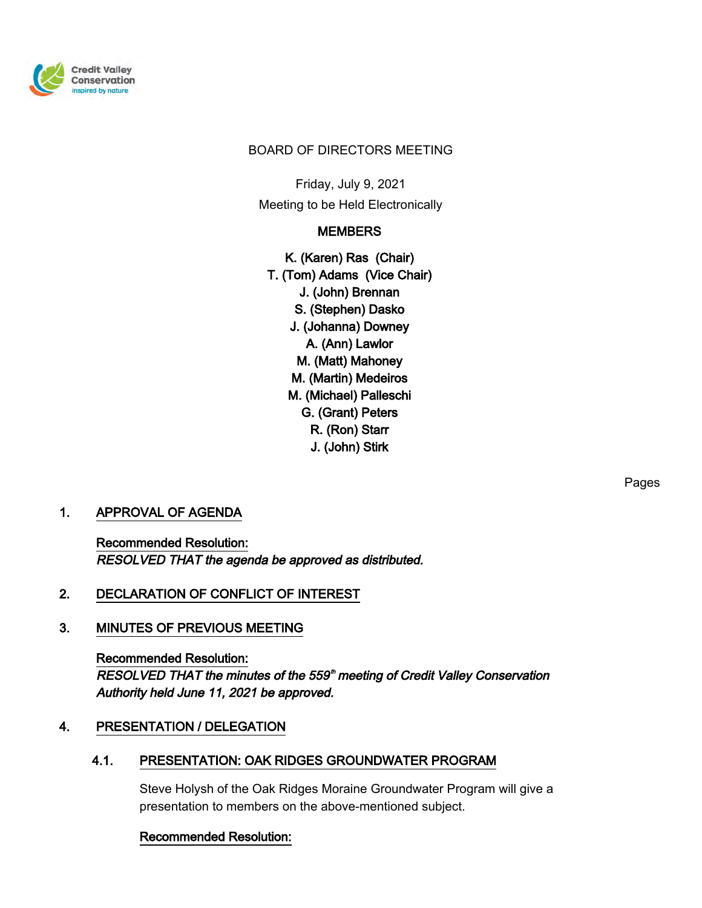Credit Valley Conservation
inspired by nature

# BOARD OF DIRECTORS MEETING

Friday, July 9, 2021

Meeting to be Held Electronically

## MEMBERS

K. (Karen) Ras (Chair)
T. (Tom) Adams (Vice Chair)
J. (John) Brennan
S. (Stephen) Dasko
J. (Johanna) Downey
A. (Ann) Lawlor
M. (Matt) Mahoney
M. (Martin) Medeiros
M. (Michael) Palleschi
G. (Grant) Peters
R. (Ron) Starr
J. (John) Stirk

Pages

## 1. APPROVAL OF AGENDA

Recommended Resolution:
*RESOLVED THAT the agenda be approved as distributed.*

## 2. DECLARATION OF CONFLICT OF INTEREST

## 3. MINUTES OF PREVIOUS MEETING

Recommended Resolution:
*RESOLVED THAT the minutes of the 559th meeting of Credit Valley Conservation Authority held June 11, 2021 be approved.*

## 4. PRESENTATION / DELEGATION

### 4.1. PRESENTATION: OAK RIDGES GROUNDWATER PROGRAM

Steve Holysh of the Oak Ridges Moraine Groundwater Program will give a presentation to members on the above-mentioned subject.

Recommended Resolution: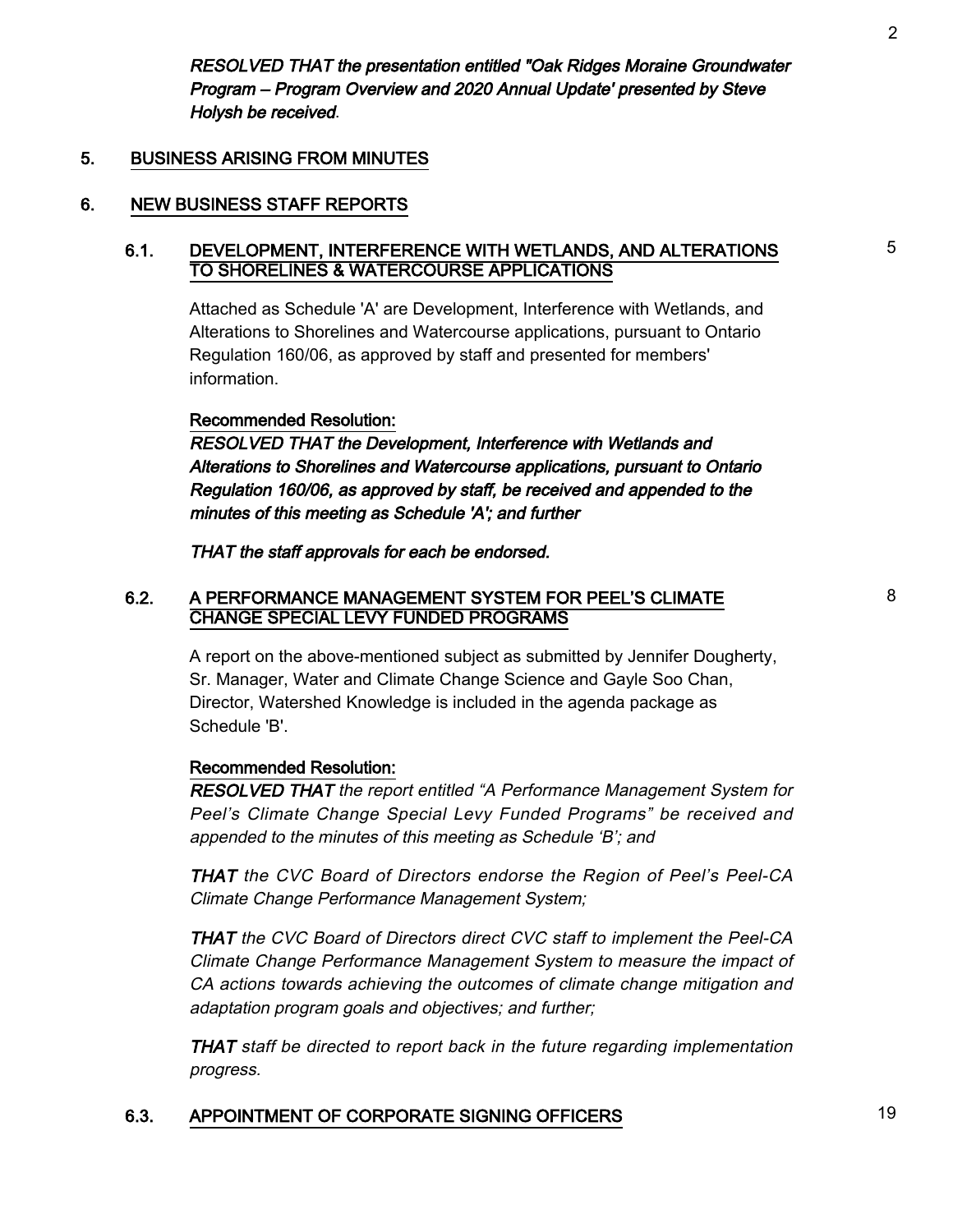*RESOLVED THAT the presentation entitled "Oak Ridges Moraine Groundwater Program – Program Overview and 2020 Annual Update' presented by Steve Holysh be received*.

## 5. BUSINESS ARISING FROM MINUTES

## 6. NEW BUSINESS STAFF REPORTS

### 6.1. DEVELOPMENT, INTERFERENCE WITH WETLANDS, AND ALTERATIONS TO SHORELINES & WATERCOURSE APPLICATIONS — 5

Attached as Schedule 'A' are Development, Interference with Wetlands, and Alterations to Shorelines and Watercourse applications, pursuant to Ontario Regulation 160/06, as approved by staff and presented for members' information.

**Recommended Resolution:**

***RESOLVED THAT the Development, Interference with Wetlands and Alterations to Shorelines and Watercourse applications, pursuant to Ontario Regulation 160/06, as approved by staff, be received and appended to the minutes of this meeting as Schedule 'A'; and further***

***THAT the staff approvals for each be endorsed.***

### 6.2. A PERFORMANCE MANAGEMENT SYSTEM FOR PEEL'S CLIMATE CHANGE SPECIAL LEVY FUNDED PROGRAMS — 8

A report on the above-mentioned subject as submitted by Jennifer Dougherty, Sr. Manager, Water and Climate Change Science and Gayle Soo Chan, Director, Watershed Knowledge is included in the agenda package as Schedule 'B'.

**Recommended Resolution:**

***RESOLVED THAT*** *the report entitled "A Performance Management System for Peel's Climate Change Special Levy Funded Programs" be received and appended to the minutes of this meeting as Schedule 'B'; and*

***THAT*** *the CVC Board of Directors endorse the Region of Peel's Peel-CA Climate Change Performance Management System;*

***THAT*** *the CVC Board of Directors direct CVC staff to implement the Peel-CA Climate Change Performance Management System to measure the impact of CA actions towards achieving the outcomes of climate change mitigation and adaptation program goals and objectives; and further;*

***THAT*** *staff be directed to report back in the future regarding implementation progress*.

### 6.3. APPOINTMENT OF CORPORATE SIGNING OFFICERS — 19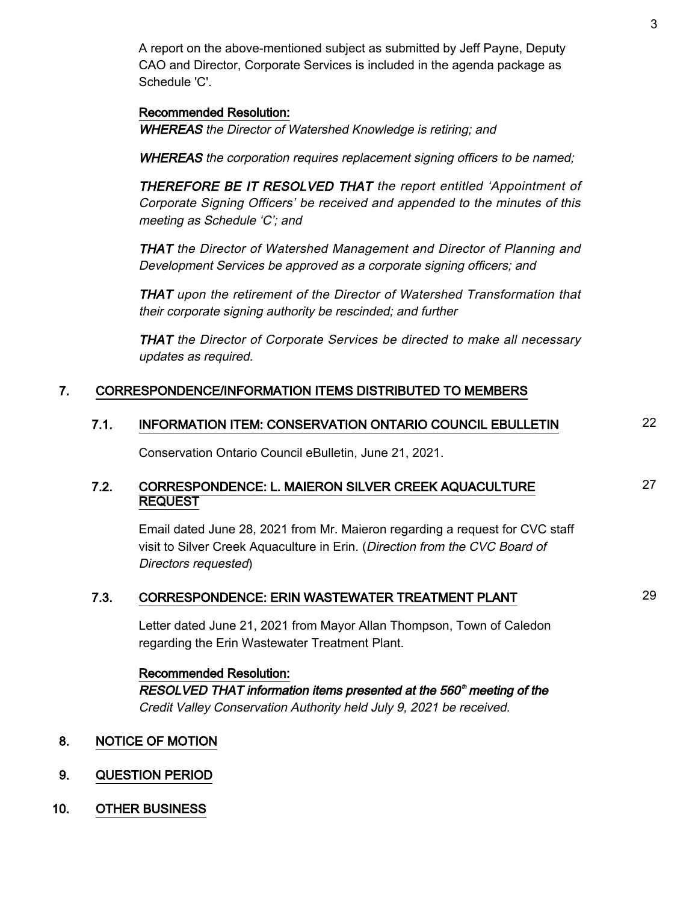A report on the above-mentioned subject as submitted by Jeff Payne, Deputy CAO and Director, Corporate Services is included in the agenda package as Schedule 'C'.

**Recommended Resolution:**

***WHEREAS*** *the Director of Watershed Knowledge is retiring; and*

***WHEREAS*** *the corporation requires replacement signing officers to be named;*

***THEREFORE BE IT RESOLVED THAT*** *the report entitled 'Appointment of Corporate Signing Officers' be received and appended to the minutes of this meeting as Schedule 'C'; and*

***THAT*** *the Director of Watershed Management and Director of Planning and Development Services be approved as a corporate signing officers; and*

***THAT*** *upon the retirement of the Director of Watershed Transformation that their corporate signing authority be rescinded; and further*

***THAT*** *the Director of Corporate Services be directed to make all necessary updates as required.*

## 7. CORRESPONDENCE/INFORMATION ITEMS DISTRIBUTED TO MEMBERS

### 7.1. INFORMATION ITEM: CONSERVATION ONTARIO COUNCIL EBULLETIN — 22

Conservation Ontario Council eBulletin, June 21, 2021.

### 7.2. CORRESPONDENCE: L. MAIERON SILVER CREEK AQUACULTURE REQUEST — 27

Email dated June 28, 2021 from Mr. Maieron regarding a request for CVC staff visit to Silver Creek Aquaculture in Erin. (*Direction from the CVC Board of Directors requested*)

### 7.3. CORRESPONDENCE: ERIN WASTEWATER TREATMENT PLANT — 29

Letter dated June 21, 2021 from Mayor Allan Thompson, Town of Caledon regarding the Erin Wastewater Treatment Plant.

**Recommended Resolution:**

***RESOLVED THAT information items presented at the 560th meeting of the*** *Credit Valley Conservation Authority held July 9, 2021 be received.*

## 8. NOTICE OF MOTION

## 9. QUESTION PERIOD

## 10. OTHER BUSINESS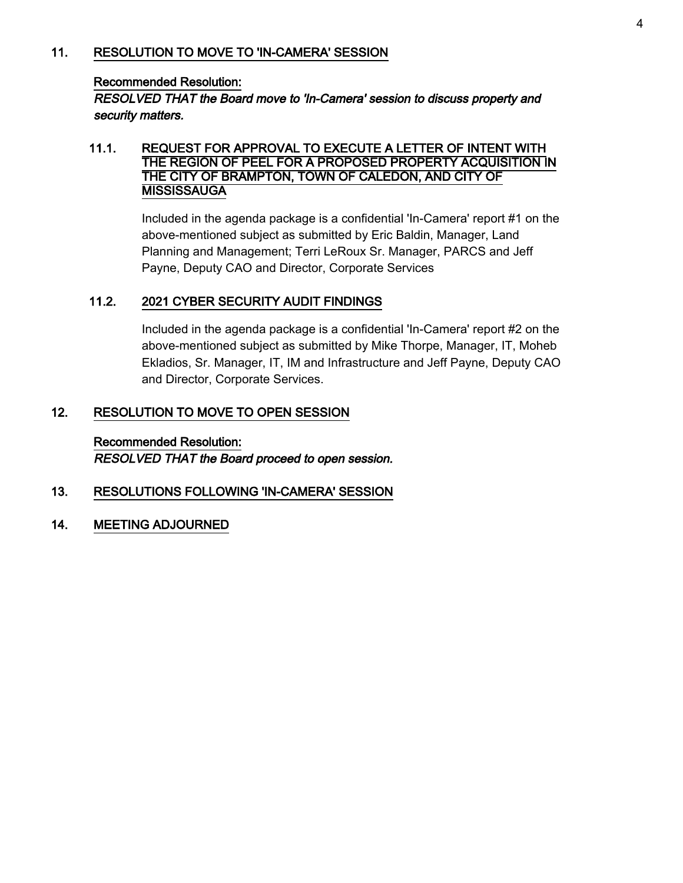## 11. RESOLUTION TO MOVE TO 'IN-CAMERA' SESSION

**Recommended Resolution:**
***RESOLVED THAT the Board move to 'In-Camera' session to discuss property and security matters.***

### 11.1. REQUEST FOR APPROVAL TO EXECUTE A LETTER OF INTENT WITH THE REGION OF PEEL FOR A PROPOSED PROPERTY ACQUISITION IN THE CITY OF BRAMPTON, TOWN OF CALEDON, AND CITY OF MISSISSAUGA

Included in the agenda package is a confidential 'In-Camera' report #1 on the above-mentioned subject as submitted by Eric Baldin, Manager, Land Planning and Management; Terri LeRoux Sr. Manager, PARCS and Jeff Payne, Deputy CAO and Director, Corporate Services

### 11.2. 2021 CYBER SECURITY AUDIT FINDINGS

Included in the agenda package is a confidential 'In-Camera' report #2 on the above-mentioned subject as submitted by Mike Thorpe, Manager, IT, Moheb Ekladios, Sr. Manager, IT, IM and Infrastructure and Jeff Payne, Deputy CAO and Director, Corporate Services.

## 12. RESOLUTION TO MOVE TO OPEN SESSION

**Recommended Resolution:**
***RESOLVED THAT the Board proceed to open session.***

## 13. RESOLUTIONS FOLLOWING 'IN-CAMERA' SESSION

## 14. MEETING ADJOURNED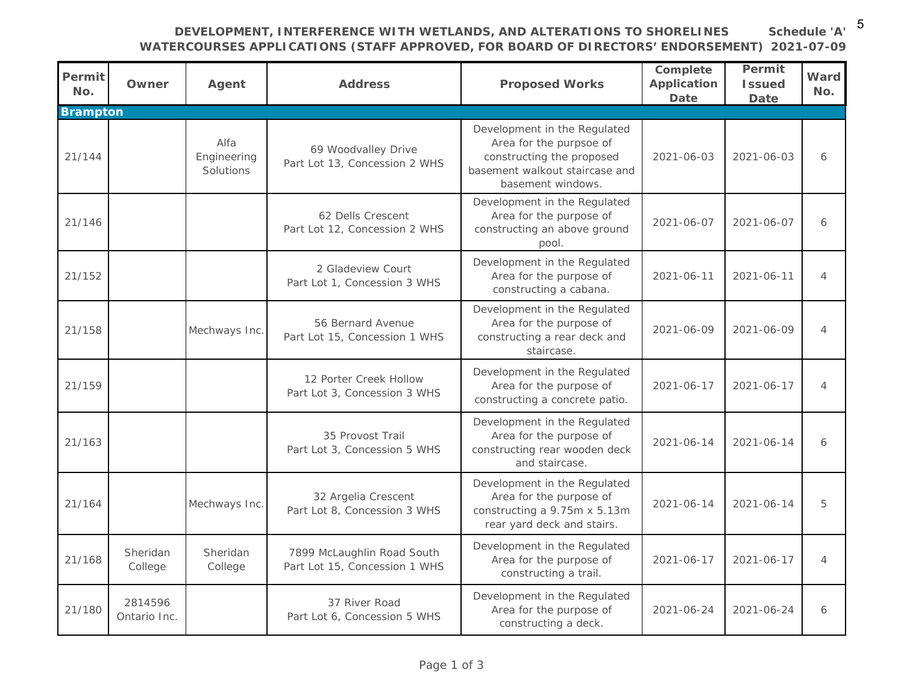**DEVELOPMENT, INTERFERENCE WITH WETLANDS, AND ALTERATIONS TO SHORELINES WATERCOURSES APPLICATIONS (STAFF APPROVED, FOR BOARD OF DIRECTORS' ENDORSEMENT)**

**Schedule 'A' 2021-07-09**

| Permit No. | Owner | Agent | Address | Proposed Works | Complete Application Date | Permit Issued Date | Ward No. |
|---|---|---|---|---|---|---|---|
| **Brampton** | | | | | | | |
| 21/144 | | Alfa Engineering Solutions | 69 Woodvalley Drive Part Lot 13, Concession 2 WHS | Development in the Regulated Area for the purpsoe of constructing the proposed basement walkout staircase and basement windows. | 2021-06-03 | 2021-06-03 | 6 |
| 21/146 | | | 62 Dells Crescent Part Lot 12, Concession 2 WHS | Development in the Regulated Area for the purpose of constructing an above ground pool. | 2021-06-07 | 2021-06-07 | 6 |
| 21/152 | | | 2 Gladeview Court Part Lot 1, Concession 3 WHS | Development in the Regulated Area for the purpose of constructing a cabana. | 2021-06-11 | 2021-06-11 | 4 |
| 21/158 | | Mechways Inc. | 56 Bernard Avenue Part Lot 15, Concession 1 WHS | Development in the Regulated Area for the purpose of constructing a rear deck and staircase. | 2021-06-09 | 2021-06-09 | 4 |
| 21/159 | | | 12 Porter Creek Hollow Part Lot 3, Concession 3 WHS | Development in the Regulated Area for the purpose of constructing a concrete patio. | 2021-06-17 | 2021-06-17 | 4 |
| 21/163 | | | 35 Provost Trail Part Lot 3, Concession 5 WHS | Development in the Regulated Area for the purpose of constructing rear wooden deck and staircase. | 2021-06-14 | 2021-06-14 | 6 |
| 21/164 | | Mechways Inc. | 32 Argelia Crescent Part Lot 8, Concession 3 WHS | Development in the Regulated Area for the purpose of constructing a 9.75m x 5.13m rear yard deck and stairs. | 2021-06-14 | 2021-06-14 | 5 |
| 21/168 | Sheridan College | Sheridan College | 7899 McLaughlin Road South Part Lot 15, Concession 1 WHS | Development in the Regulated Area for the purpose of constructing a trail. | 2021-06-17 | 2021-06-17 | 4 |
| 21/180 | 2814596 Ontario Inc. | | 37 River Road Part Lot 6, Concession 5 WHS | Development in the Regulated Area for the purpose of constructing a deck. | 2021-06-24 | 2021-06-24 | 6 |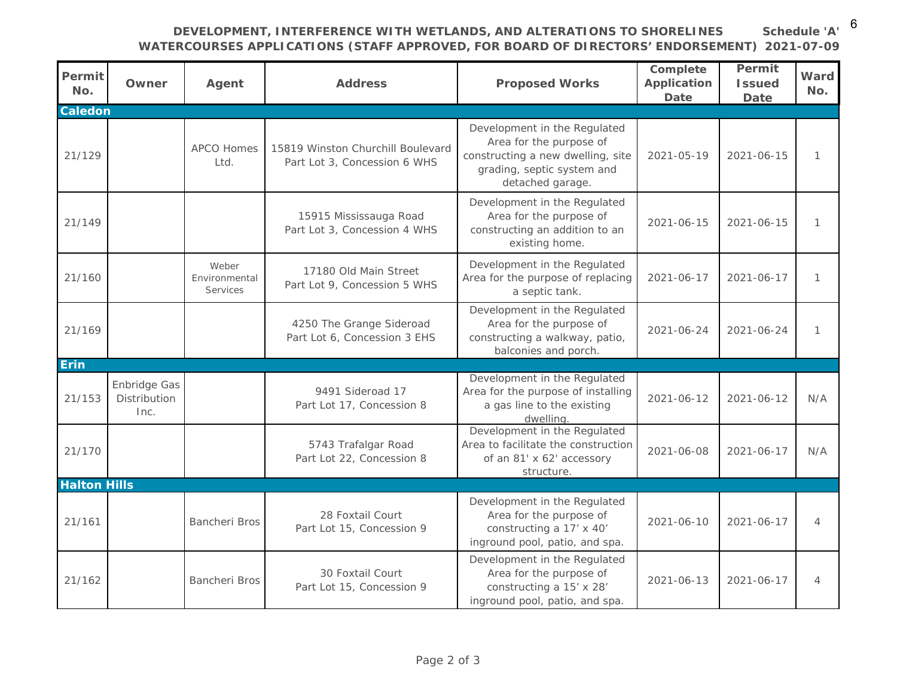**DEVELOPMENT, INTERFERENCE WITH WETLANDS, AND ALTERATIONS TO SHORELINES WATERCOURSES APPLICATIONS (STAFF APPROVED, FOR BOARD OF DIRECTORS' ENDORSEMENT)**

**Schedule 'A' 2021-07-09**

| Permit No. | Owner | Agent | Address | Proposed Works | Complete Application Date | Permit Issued Date | Ward No. |
|---|---|---|---|---|---|---|---|
| **Caledon** | | | | | | | |
| 21/129 | | APCO Homes Ltd. | 15819 Winston Churchill Boulevard Part Lot 3, Concession 6 WHS | Development in the Regulated Area for the purpose of constructing a new dwelling, site grading, septic system and detached garage. | 2021-05-19 | 2021-06-15 | 1 |
| 21/149 | | | 15915 Mississauga Road Part Lot 3, Concession 4 WHS | Development in the Regulated Area for the purpose of constructing an addition to an existing home. | 2021-06-15 | 2021-06-15 | 1 |
| 21/160 | | Weber Environmental Services | 17180 Old Main Street Part Lot 9, Concession 5 WHS | Development in the Regulated Area for the purpose of replacing a septic tank. | 2021-06-17 | 2021-06-17 | 1 |
| 21/169 | | | 4250 The Grange Sideroad Part Lot 6, Concession 3 EHS | Development in the Regulated Area for the purpose of constructing a walkway, patio, balconies and porch. | 2021-06-24 | 2021-06-24 | 1 |
| **Erin** | | | | | | | |
| 21/153 | Enbridge Gas Distribution Inc. | | 9491 Sideroad 17 Part Lot 17, Concession 8 | Development in the Regulated Area for the purpose of installing a gas line to the existing dwelling. | 2021-06-12 | 2021-06-12 | N/A |
| 21/170 | | | 5743 Trafalgar Road Part Lot 22, Concession 8 | Development in the Regulated Area to facilitate the construction of an 81' x 62' accessory structure. | 2021-06-08 | 2021-06-17 | N/A |
| **Halton Hills** | | | | | | | |
| 21/161 | | Bancheri Bros | 28 Foxtail Court Part Lot 15, Concession 9 | Development in the Regulated Area for the purpose of constructing a 17' x 40' inground pool, patio, and spa. | 2021-06-10 | 2021-06-17 | 4 |
| 21/162 | | Bancheri Bros | 30 Foxtail Court Part Lot 15, Concession 9 | Development in the Regulated Area for the purpose of constructing a 15' x 28' inground pool, patio, and spa. | 2021-06-13 | 2021-06-17 | 4 |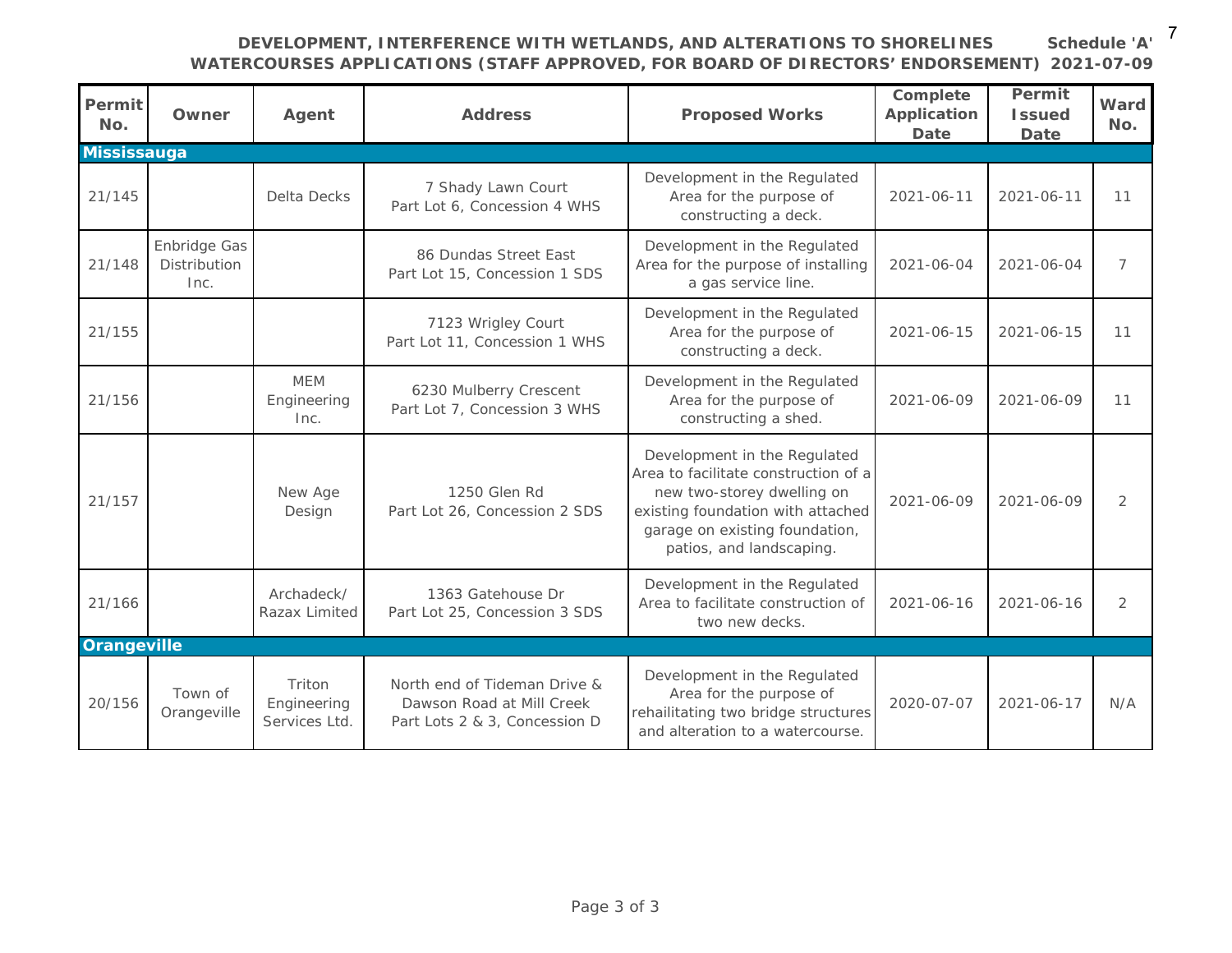**DEVELOPMENT, INTERFERENCE WITH WETLANDS, AND ALTERATIONS TO SHORELINES WATERCOURSES APPLICATIONS (STAFF APPROVED, FOR BOARD OF DIRECTORS' ENDORSEMENT)** **Schedule 'A' 2021-07-09**

| Permit No. | Owner | Agent | Address | Proposed Works | Complete Application Date | Permit Issued Date | Ward No. |
|---|---|---|---|---|---|---|---|
| **Mississauga** | | | | | | | |
| 21/145 | | Delta Decks | 7 Shady Lawn Court<br>Part Lot 6, Concession 4 WHS | Development in the Regulated Area for the purpose of constructing a deck. | 2021-06-11 | 2021-06-11 | 11 |
| 21/148 | Enbridge Gas Distribution Inc. | | 86 Dundas Street East<br>Part Lot 15, Concession 1 SDS | Development in the Regulated Area for the purpose of installing a gas service line. | 2021-06-04 | 2021-06-04 | 7 |
| 21/155 | | | 7123 Wrigley Court<br>Part Lot 11, Concession 1 WHS | Development in the Regulated Area for the purpose of constructing a deck. | 2021-06-15 | 2021-06-15 | 11 |
| 21/156 | | MEM Engineering Inc. | 6230 Mulberry Crescent<br>Part Lot 7, Concession 3 WHS | Development in the Regulated Area for the purpose of constructing a shed. | 2021-06-09 | 2021-06-09 | 11 |
| 21/157 | | New Age Design | 1250 Glen Rd<br>Part Lot 26, Concession 2 SDS | Development in the Regulated Area to facilitate construction of a new two-storey dwelling on existing foundation with attached garage on existing foundation, patios, and landscaping. | 2021-06-09 | 2021-06-09 | 2 |
| 21/166 | | Archadeck/ Razax Limited | 1363 Gatehouse Dr<br>Part Lot 25, Concession 3 SDS | Development in the Regulated Area to facilitate construction of two new decks. | 2021-06-16 | 2021-06-16 | 2 |
| **Orangeville** | | | | | | | |
| 20/156 | Town of Orangeville | Triton Engineering Services Ltd. | North end of Tideman Drive & Dawson Road at Mill Creek<br>Part Lots 2 & 3, Concession D | Development in the Regulated Area for the purpose of rehailitating two bridge structures and alteration to a watercourse. | 2020-07-07 | 2021-06-17 | N/A |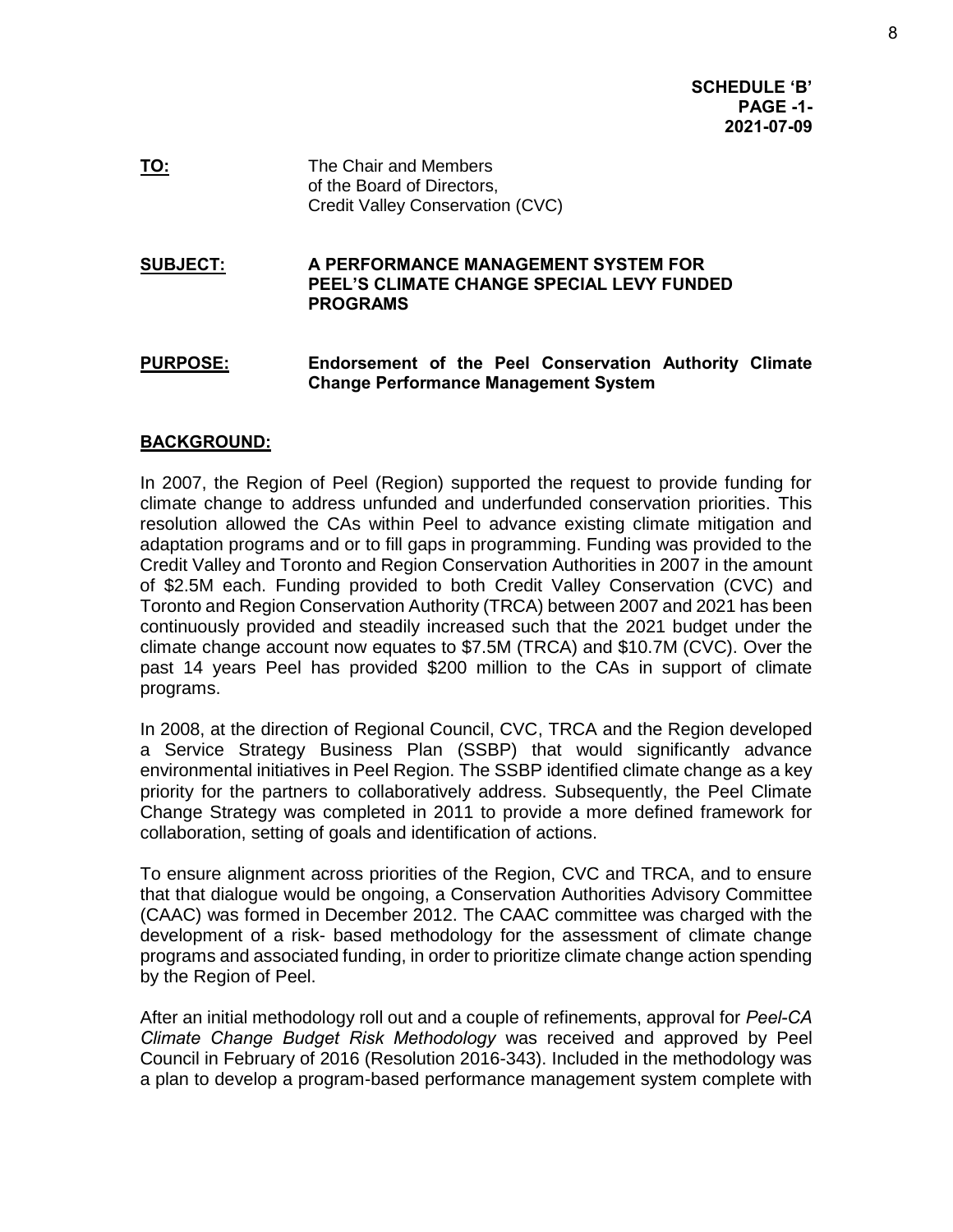**SCHEDULE 'B'**
**PAGE -1-**
**2021-07-09**

**TO:** The Chair and Members
of the Board of Directors,
Credit Valley Conservation (CVC)

**SUBJECT:** **A PERFORMANCE MANAGEMENT SYSTEM FOR PEEL'S CLIMATE CHANGE SPECIAL LEVY FUNDED PROGRAMS**

**PURPOSE:** **Endorsement of the Peel Conservation Authority Climate Change Performance Management System**

## BACKGROUND:

In 2007, the Region of Peel (Region) supported the request to provide funding for climate change to address unfunded and underfunded conservation priorities. This resolution allowed the CAs within Peel to advance existing climate mitigation and adaptation programs and or to fill gaps in programming. Funding was provided to the Credit Valley and Toronto and Region Conservation Authorities in 2007 in the amount of $2.5M each. Funding provided to both Credit Valley Conservation (CVC) and Toronto and Region Conservation Authority (TRCA) between 2007 and 2021 has been continuously provided and steadily increased such that the 2021 budget under the climate change account now equates to $7.5M (TRCA) and $10.7M (CVC). Over the past 14 years Peel has provided $200 million to the CAs in support of climate programs.

In 2008, at the direction of Regional Council, CVC, TRCA and the Region developed a Service Strategy Business Plan (SSBP) that would significantly advance environmental initiatives in Peel Region. The SSBP identified climate change as a key priority for the partners to collaboratively address. Subsequently, the Peel Climate Change Strategy was completed in 2011 to provide a more defined framework for collaboration, setting of goals and identification of actions.

To ensure alignment across priorities of the Region, CVC and TRCA, and to ensure that that dialogue would be ongoing, a Conservation Authorities Advisory Committee (CAAC) was formed in December 2012. The CAAC committee was charged with the development of a risk- based methodology for the assessment of climate change programs and associated funding, in order to prioritize climate change action spending by the Region of Peel.

After an initial methodology roll out and a couple of refinements, approval for *Peel-CA Climate Change Budget Risk Methodology* was received and approved by Peel Council in February of 2016 (Resolution 2016-343). Included in the methodology was a plan to develop a program-based performance management system complete with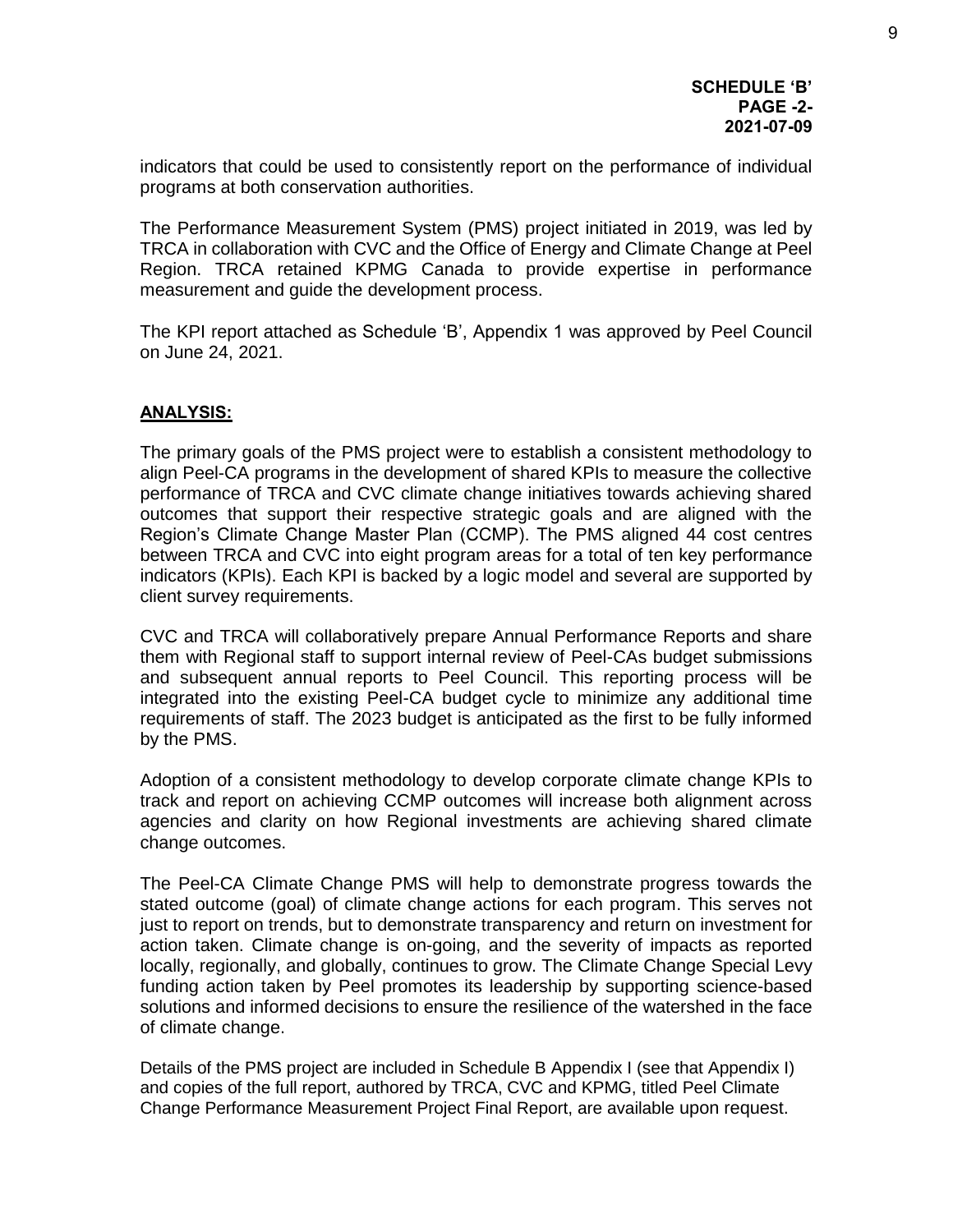**SCHEDULE 'B'**
**PAGE -2-**
**2021-07-09**

indicators that could be used to consistently report on the performance of individual programs at both conservation authorities.

The Performance Measurement System (PMS) project initiated in 2019, was led by TRCA in collaboration with CVC and the Office of Energy and Climate Change at Peel Region. TRCA retained KPMG Canada to provide expertise in performance measurement and guide the development process.

The KPI report attached as Schedule 'B', Appendix 1 was approved by Peel Council on June 24, 2021.

**ANALYSIS:**

The primary goals of the PMS project were to establish a consistent methodology to align Peel-CA programs in the development of shared KPIs to measure the collective performance of TRCA and CVC climate change initiatives towards achieving shared outcomes that support their respective strategic goals and are aligned with the Region's Climate Change Master Plan (CCMP). The PMS aligned 44 cost centres between TRCA and CVC into eight program areas for a total of ten key performance indicators (KPIs). Each KPI is backed by a logic model and several are supported by client survey requirements.

CVC and TRCA will collaboratively prepare Annual Performance Reports and share them with Regional staff to support internal review of Peel-CAs budget submissions and subsequent annual reports to Peel Council. This reporting process will be integrated into the existing Peel-CA budget cycle to minimize any additional time requirements of staff. The 2023 budget is anticipated as the first to be fully informed by the PMS.

Adoption of a consistent methodology to develop corporate climate change KPIs to track and report on achieving CCMP outcomes will increase both alignment across agencies and clarity on how Regional investments are achieving shared climate change outcomes.

The Peel-CA Climate Change PMS will help to demonstrate progress towards the stated outcome (goal) of climate change actions for each program. This serves not just to report on trends, but to demonstrate transparency and return on investment for action taken. Climate change is on-going, and the severity of impacts as reported locally, regionally, and globally, continues to grow. The Climate Change Special Levy funding action taken by Peel promotes its leadership by supporting science-based solutions and informed decisions to ensure the resilience of the watershed in the face of climate change.

Details of the PMS project are included in Schedule B Appendix I (see that Appendix I) and copies of the full report, authored by TRCA, CVC and KPMG, titled Peel Climate Change Performance Measurement Project Final Report, are available upon request.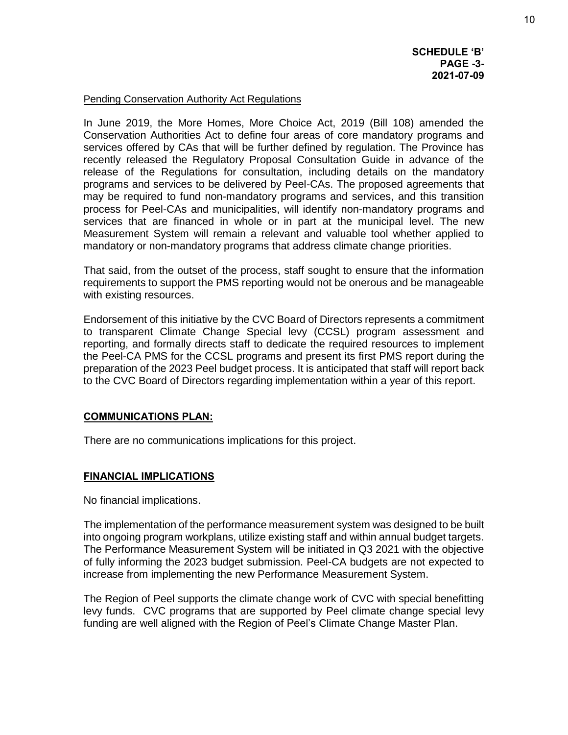**SCHEDULE 'B'**
**PAGE -3-**
**2021-07-09**

Pending Conservation Authority Act Regulations

In June 2019, the More Homes, More Choice Act, 2019 (Bill 108) amended the Conservation Authorities Act to define four areas of core mandatory programs and services offered by CAs that will be further defined by regulation. The Province has recently released the Regulatory Proposal Consultation Guide in advance of the release of the Regulations for consultation, including details on the mandatory programs and services to be delivered by Peel-CAs. The proposed agreements that may be required to fund non-mandatory programs and services, and this transition process for Peel-CAs and municipalities, will identify non-mandatory programs and services that are financed in whole or in part at the municipal level. The new Measurement System will remain a relevant and valuable tool whether applied to mandatory or non-mandatory programs that address climate change priorities.

That said, from the outset of the process, staff sought to ensure that the information requirements to support the PMS reporting would not be onerous and be manageable with existing resources.

Endorsement of this initiative by the CVC Board of Directors represents a commitment to transparent Climate Change Special levy (CCSL) program assessment and reporting, and formally directs staff to dedicate the required resources to implement the Peel-CA PMS for the CCSL programs and present its first PMS report during the preparation of the 2023 Peel budget process. It is anticipated that staff will report back to the CVC Board of Directors regarding implementation within a year of this report.

## COMMUNICATIONS PLAN:

There are no communications implications for this project.

## FINANCIAL IMPLICATIONS

No financial implications.

The implementation of the performance measurement system was designed to be built into ongoing program workplans, utilize existing staff and within annual budget targets. The Performance Measurement System will be initiated in Q3 2021 with the objective of fully informing the 2023 budget submission. Peel-CA budgets are not expected to increase from implementing the new Performance Measurement System.

The Region of Peel supports the climate change work of CVC with special benefitting levy funds. CVC programs that are supported by Peel climate change special levy funding are well aligned with the Region of Peel's Climate Change Master Plan.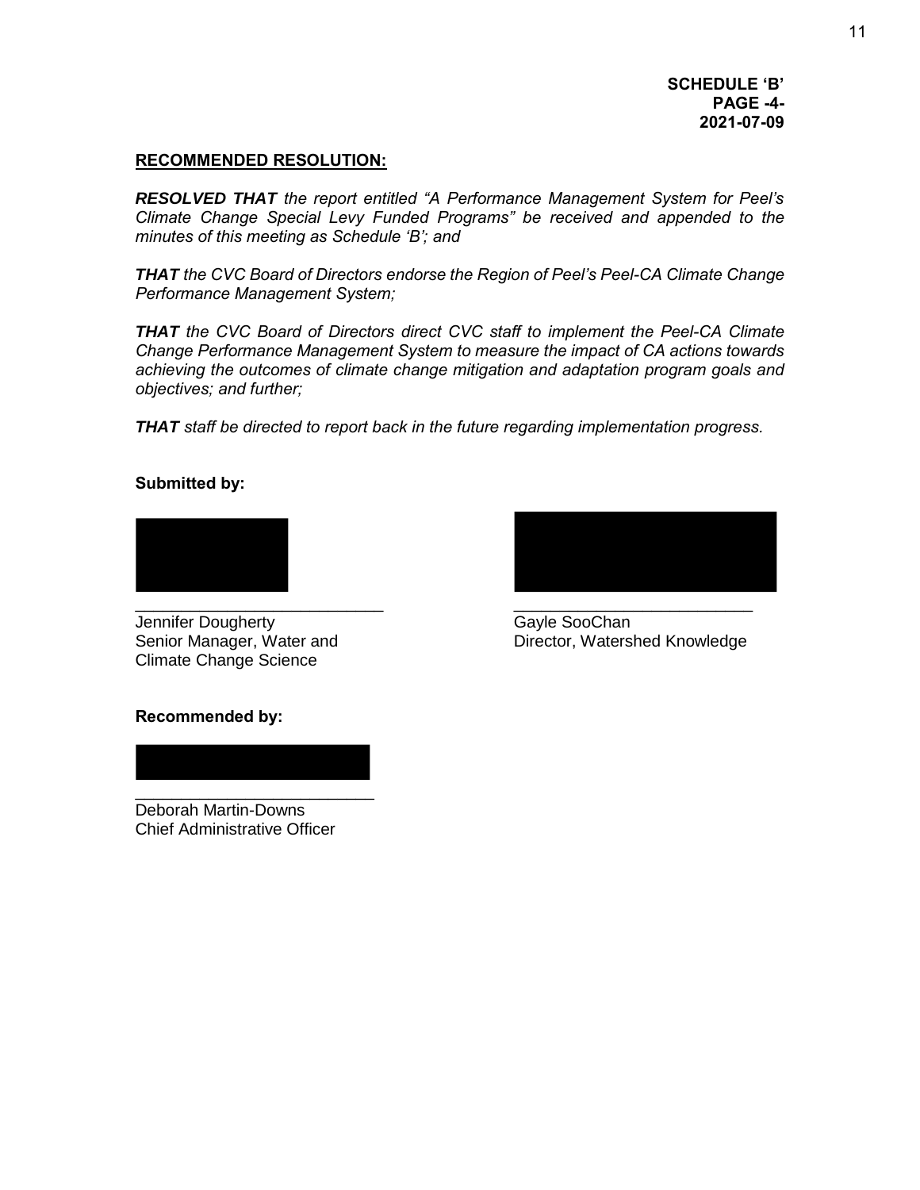**SCHEDULE 'B'**
**PAGE -4-**
**2021-07-09**

## RECOMMENDED RESOLUTION:

***RESOLVED THAT*** *the report entitled "A Performance Management System for Peel's Climate Change Special Levy Funded Programs" be received and appended to the minutes of this meeting as Schedule 'B'; and*

***THAT*** *the CVC Board of Directors endorse the Region of Peel's Peel-CA Climate Change Performance Management System;*

***THAT*** *the CVC Board of Directors direct CVC staff to implement the Peel-CA Climate Change Performance Management System to measure the impact of CA actions towards achieving the outcomes of climate change mitigation and adaptation program goals and objectives; and further;*

***THAT*** *staff be directed to report back in the future regarding implementation progress.*

**Submitted by:**

Jennifer Dougherty
Senior Manager, Water and Climate Change Science

Gayle SooChan
Director, Watershed Knowledge

**Recommended by:**

Deborah Martin-Downs
Chief Administrative Officer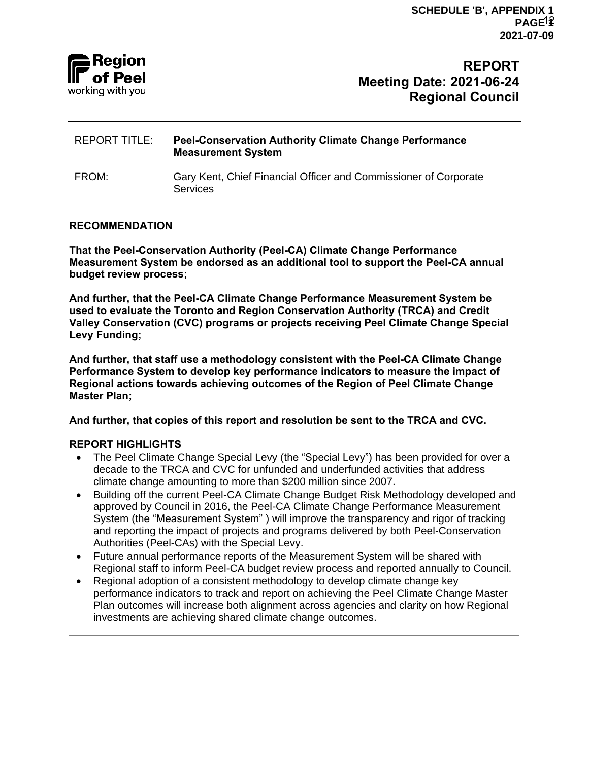**REPORT**
**Meeting Date: 2021-06-24**
**Regional Council**

REPORT TITLE: **Peel-Conservation Authority Climate Change Performance Measurement System**

FROM: Gary Kent, Chief Financial Officer and Commissioner of Corporate Services

## RECOMMENDATION

**That the Peel-Conservation Authority (Peel-CA) Climate Change Performance Measurement System be endorsed as an additional tool to support the Peel-CA annual budget review process;**

**And further, that the Peel-CA Climate Change Performance Measurement System be used to evaluate the Toronto and Region Conservation Authority (TRCA) and Credit Valley Conservation (CVC) programs or projects receiving Peel Climate Change Special Levy Funding;**

**And further, that staff use a methodology consistent with the Peel-CA Climate Change Performance System to develop key performance indicators to measure the impact of Regional actions towards achieving outcomes of the Region of Peel Climate Change Master Plan;**

**And further, that copies of this report and resolution be sent to the TRCA and CVC.**

## REPORT HIGHLIGHTS

- The Peel Climate Change Special Levy (the "Special Levy") has been provided for over a decade to the TRCA and CVC for unfunded and underfunded activities that address climate change amounting to more than $200 million since 2007.
- Building off the current Peel-CA Climate Change Budget Risk Methodology developed and approved by Council in 2016, the Peel-CA Climate Change Performance Measurement System (the "Measurement System" ) will improve the transparency and rigor of tracking and reporting the impact of projects and programs delivered by both Peel-Conservation Authorities (Peel-CAs) with the Special Levy.
- Future annual performance reports of the Measurement System will be shared with Regional staff to inform Peel-CA budget review process and reported annually to Council.
- Regional adoption of a consistent methodology to develop climate change key performance indicators to track and report on achieving the Peel Climate Change Master Plan outcomes will increase both alignment across agencies and clarity on how Regional investments are achieving shared climate change outcomes.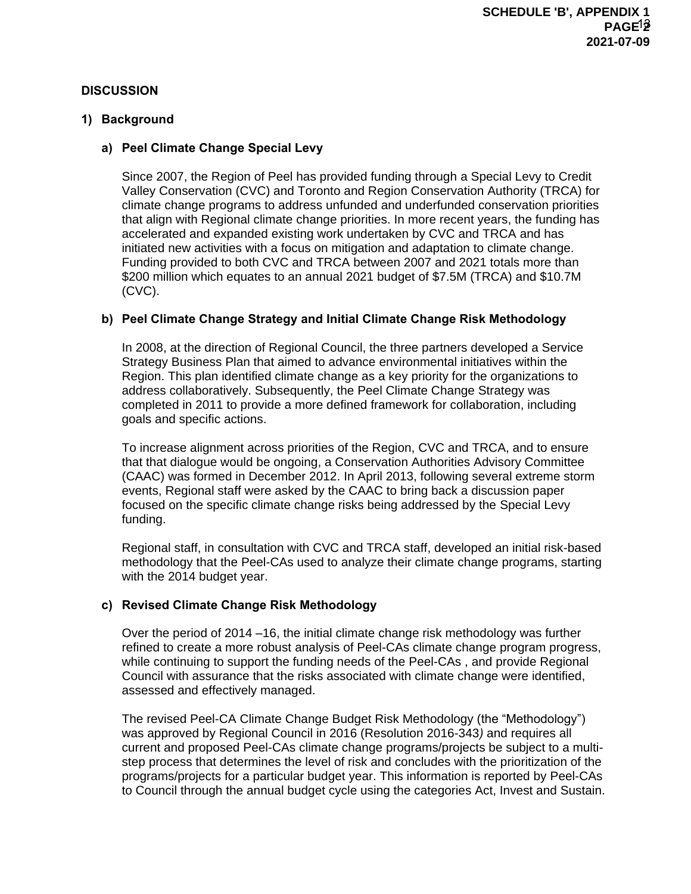## DISCUSSION

### 1) Background

#### a) Peel Climate Change Special Levy

Since 2007, the Region of Peel has provided funding through a Special Levy to Credit Valley Conservation (CVC) and Toronto and Region Conservation Authority (TRCA) for climate change programs to address unfunded and underfunded conservation priorities that align with Regional climate change priorities. In more recent years, the funding has accelerated and expanded existing work undertaken by CVC and TRCA and has initiated new activities with a focus on mitigation and adaptation to climate change. Funding provided to both CVC and TRCA between 2007 and 2021 totals more than $200 million which equates to an annual 2021 budget of $7.5M (TRCA) and $10.7M (CVC).

#### b) Peel Climate Change Strategy and Initial Climate Change Risk Methodology

In 2008, at the direction of Regional Council, the three partners developed a Service Strategy Business Plan that aimed to advance environmental initiatives within the Region. This plan identified climate change as a key priority for the organizations to address collaboratively. Subsequently, the Peel Climate Change Strategy was completed in 2011 to provide a more defined framework for collaboration, including goals and specific actions.

To increase alignment across priorities of the Region, CVC and TRCA, and to ensure that that dialogue would be ongoing, a Conservation Authorities Advisory Committee (CAAC) was formed in December 2012. In April 2013, following several extreme storm events, Regional staff were asked by the CAAC to bring back a discussion paper focused on the specific climate change risks being addressed by the Special Levy funding.

Regional staff, in consultation with CVC and TRCA staff, developed an initial risk-based methodology that the Peel-CAs used to analyze their climate change programs, starting with the 2014 budget year.

#### c) Revised Climate Change Risk Methodology

Over the period of 2014 –16, the initial climate change risk methodology was further refined to create a more robust analysis of Peel-CAs climate change program progress, while continuing to support the funding needs of the Peel-CAs , and provide Regional Council with assurance that the risks associated with climate change were identified, assessed and effectively managed.

The revised Peel-CA Climate Change Budget Risk Methodology (the “Methodology”) was approved by Regional Council in 2016 (Resolution 2016-343*)* and requires all current and proposed Peel-CAs climate change programs/projects be subject to a multi-step process that determines the level of risk and concludes with the prioritization of the programs/projects for a particular budget year. This information is reported by Peel-CAs to Council through the annual budget cycle using the categories Act, Invest and Sustain.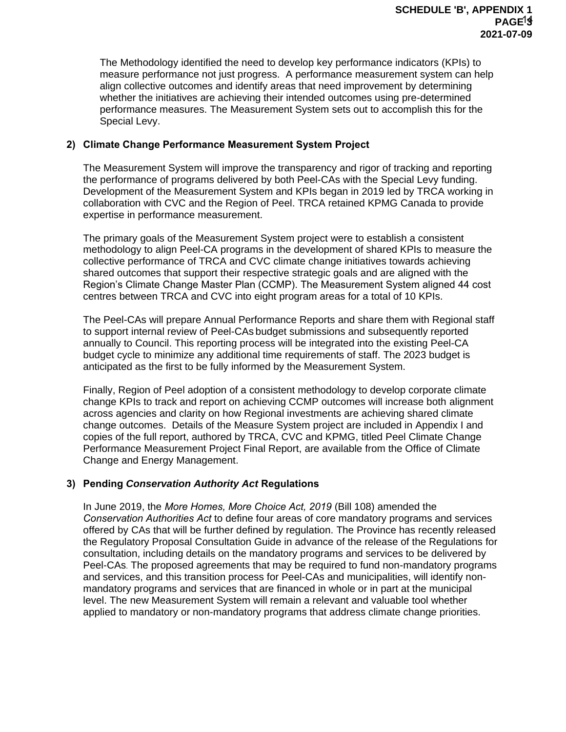The Methodology identified the need to develop key performance indicators (KPIs) to measure performance not just progress. A performance measurement system can help align collective outcomes and identify areas that need improvement by determining whether the initiatives are achieving their intended outcomes using pre-determined performance measures. The Measurement System sets out to accomplish this for the Special Levy.

## 2) Climate Change Performance Measurement System Project

The Measurement System will improve the transparency and rigor of tracking and reporting the performance of programs delivered by both Peel-CAs with the Special Levy funding. Development of the Measurement System and KPIs began in 2019 led by TRCA working in collaboration with CVC and the Region of Peel. TRCA retained KPMG Canada to provide expertise in performance measurement.

The primary goals of the Measurement System project were to establish a consistent methodology to align Peel-CA programs in the development of shared KPIs to measure the collective performance of TRCA and CVC climate change initiatives towards achieving shared outcomes that support their respective strategic goals and are aligned with the Region's Climate Change Master Plan (CCMP). The Measurement System aligned 44 cost centres between TRCA and CVC into eight program areas for a total of 10 KPIs.

The Peel-CAs will prepare Annual Performance Reports and share them with Regional staff to support internal review of Peel-CAs budget submissions and subsequently reported annually to Council. This reporting process will be integrated into the existing Peel-CA budget cycle to minimize any additional time requirements of staff. The 2023 budget is anticipated as the first to be fully informed by the Measurement System.

Finally, Region of Peel adoption of a consistent methodology to develop corporate climate change KPIs to track and report on achieving CCMP outcomes will increase both alignment across agencies and clarity on how Regional investments are achieving shared climate change outcomes. Details of the Measure System project are included in Appendix I and copies of the full report, authored by TRCA, CVC and KPMG, titled Peel Climate Change Performance Measurement Project Final Report, are available from the Office of Climate Change and Energy Management.

## 3) Pending *Conservation Authority Act* Regulations

In June 2019, the *More Homes, More Choice Act, 2019* (Bill 108) amended the *Conservation Authorities Act* to define four areas of core mandatory programs and services offered by CAs that will be further defined by regulation. The Province has recently released the Regulatory Proposal Consultation Guide in advance of the release of the Regulations for consultation, including details on the mandatory programs and services to be delivered by Peel-CAs. The proposed agreements that may be required to fund non-mandatory programs and services, and this transition process for Peel-CAs and municipalities, will identify non-mandatory programs and services that are financed in whole or in part at the municipal level. The new Measurement System will remain a relevant and valuable tool whether applied to mandatory or non-mandatory programs that address climate change priorities.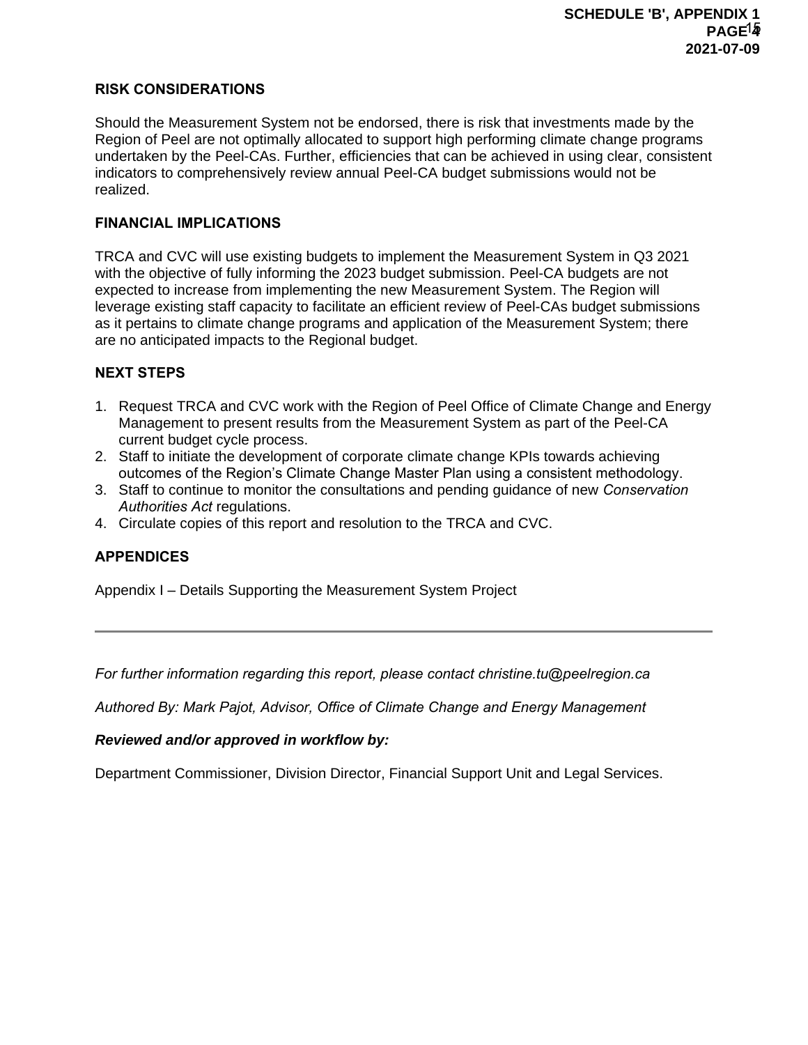## RISK CONSIDERATIONS

Should the Measurement System not be endorsed, there is risk that investments made by the Region of Peel are not optimally allocated to support high performing climate change programs undertaken by the Peel-CAs. Further, efficiencies that can be achieved in using clear, consistent indicators to comprehensively review annual Peel-CA budget submissions would not be realized.

## FINANCIAL IMPLICATIONS

TRCA and CVC will use existing budgets to implement the Measurement System in Q3 2021 with the objective of fully informing the 2023 budget submission. Peel-CA budgets are not expected to increase from implementing the new Measurement System. The Region will leverage existing staff capacity to facilitate an efficient review of Peel-CAs budget submissions as it pertains to climate change programs and application of the Measurement System; there are no anticipated impacts to the Regional budget.

## NEXT STEPS

1. Request TRCA and CVC work with the Region of Peel Office of Climate Change and Energy Management to present results from the Measurement System as part of the Peel-CA current budget cycle process.
2. Staff to initiate the development of corporate climate change KPIs towards achieving outcomes of the Region's Climate Change Master Plan using a consistent methodology.
3. Staff to continue to monitor the consultations and pending guidance of new *Conservation Authorities Act* regulations.
4. Circulate copies of this report and resolution to the TRCA and CVC.

## APPENDICES

Appendix I – Details Supporting the Measurement System Project

---

*For further information regarding this report, please contact christine.tu@peelregion.ca*

*Authored By: Mark Pajot, Advisor, Office of Climate Change and Energy Management*

***Reviewed and/or approved in workflow by:***

Department Commissioner, Division Director, Financial Support Unit and Legal Services.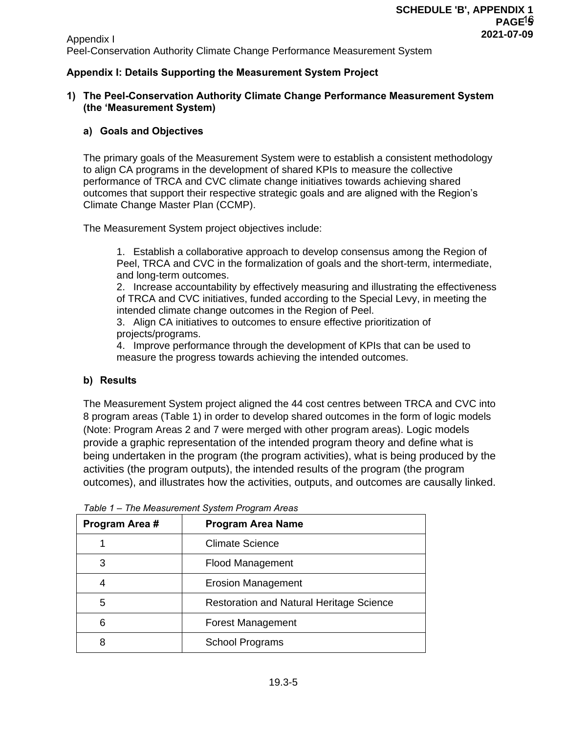## Appendix I: Details Supporting the Measurement System Project

### 1) The Peel-Conservation Authority Climate Change Performance Measurement System (the 'Measurement System)

#### a) Goals and Objectives

The primary goals of the Measurement System were to establish a consistent methodology to align CA programs in the development of shared KPIs to measure the collective performance of TRCA and CVC climate change initiatives towards achieving shared outcomes that support their respective strategic goals and are aligned with the Region's Climate Change Master Plan (CCMP).

The Measurement System project objectives include:

1. Establish a collaborative approach to develop consensus among the Region of Peel, TRCA and CVC in the formalization of goals and the short-term, intermediate, and long-term outcomes.
2. Increase accountability by effectively measuring and illustrating the effectiveness of TRCA and CVC initiatives, funded according to the Special Levy, in meeting the intended climate change outcomes in the Region of Peel.
3. Align CA initiatives to outcomes to ensure effective prioritization of projects/programs.
4. Improve performance through the development of KPIs that can be used to measure the progress towards achieving the intended outcomes.

#### b) Results

The Measurement System project aligned the 44 cost centres between TRCA and CVC into 8 program areas (Table 1) in order to develop shared outcomes in the form of logic models (Note: Program Areas 2 and 7 were merged with other program areas). Logic models provide a graphic representation of the intended program theory and define what is being undertaken in the program (the program activities), what is being produced by the activities (the program outputs), the intended results of the program (the program outcomes), and illustrates how the activities, outputs, and outcomes are causally linked.

*Table 1 – The Measurement System Program Areas*

| Program Area # | Program Area Name |
|---|---|
| 1 | Climate Science |
| 3 | Flood Management |
| 4 | Erosion Management |
| 5 | Restoration and Natural Heritage Science |
| 6 | Forest Management |
| 8 | School Programs |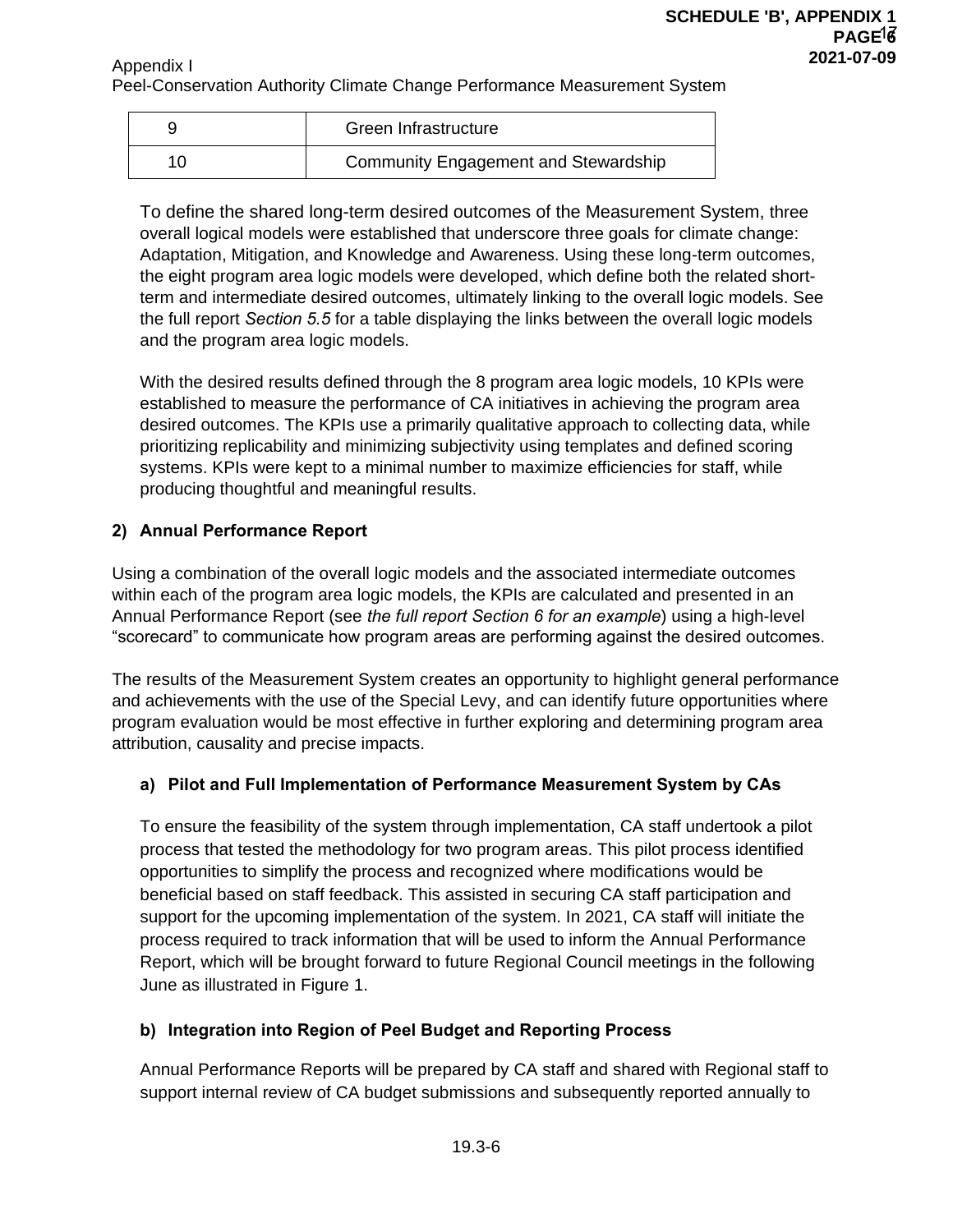| 9 | Green Infrastructure |
|---|---|
| 10 | Community Engagement and Stewardship |

To define the shared long-term desired outcomes of the Measurement System, three overall logical models were established that underscore three goals for climate change: Adaptation, Mitigation, and Knowledge and Awareness. Using these long-term outcomes, the eight program area logic models were developed, which define both the related short-term and intermediate desired outcomes, ultimately linking to the overall logic models. See the full report *Section 5.5* for a table displaying the links between the overall logic models and the program area logic models.

With the desired results defined through the 8 program area logic models, 10 KPIs were established to measure the performance of CA initiatives in achieving the program area desired outcomes. The KPIs use a primarily qualitative approach to collecting data, while prioritizing replicability and minimizing subjectivity using templates and defined scoring systems. KPIs were kept to a minimal number to maximize efficiencies for staff, while producing thoughtful and meaningful results.

**2) Annual Performance Report**

Using a combination of the overall logic models and the associated intermediate outcomes within each of the program area logic models, the KPIs are calculated and presented in an Annual Performance Report (see *the full report Section 6 for an example*) using a high-level "scorecard" to communicate how program areas are performing against the desired outcomes.

The results of the Measurement System creates an opportunity to highlight general performance and achievements with the use of the Special Levy, and can identify future opportunities where program evaluation would be most effective in further exploring and determining program area attribution, causality and precise impacts.

**a) Pilot and Full Implementation of Performance Measurement System by CAs**

To ensure the feasibility of the system through implementation, CA staff undertook a pilot process that tested the methodology for two program areas. This pilot process identified opportunities to simplify the process and recognized where modifications would be beneficial based on staff feedback. This assisted in securing CA staff participation and support for the upcoming implementation of the system. In 2021, CA staff will initiate the process required to track information that will be used to inform the Annual Performance Report, which will be brought forward to future Regional Council meetings in the following June as illustrated in Figure 1.

**b) Integration into Region of Peel Budget and Reporting Process**

Annual Performance Reports will be prepared by CA staff and shared with Regional staff to support internal review of CA budget submissions and subsequently reported annually to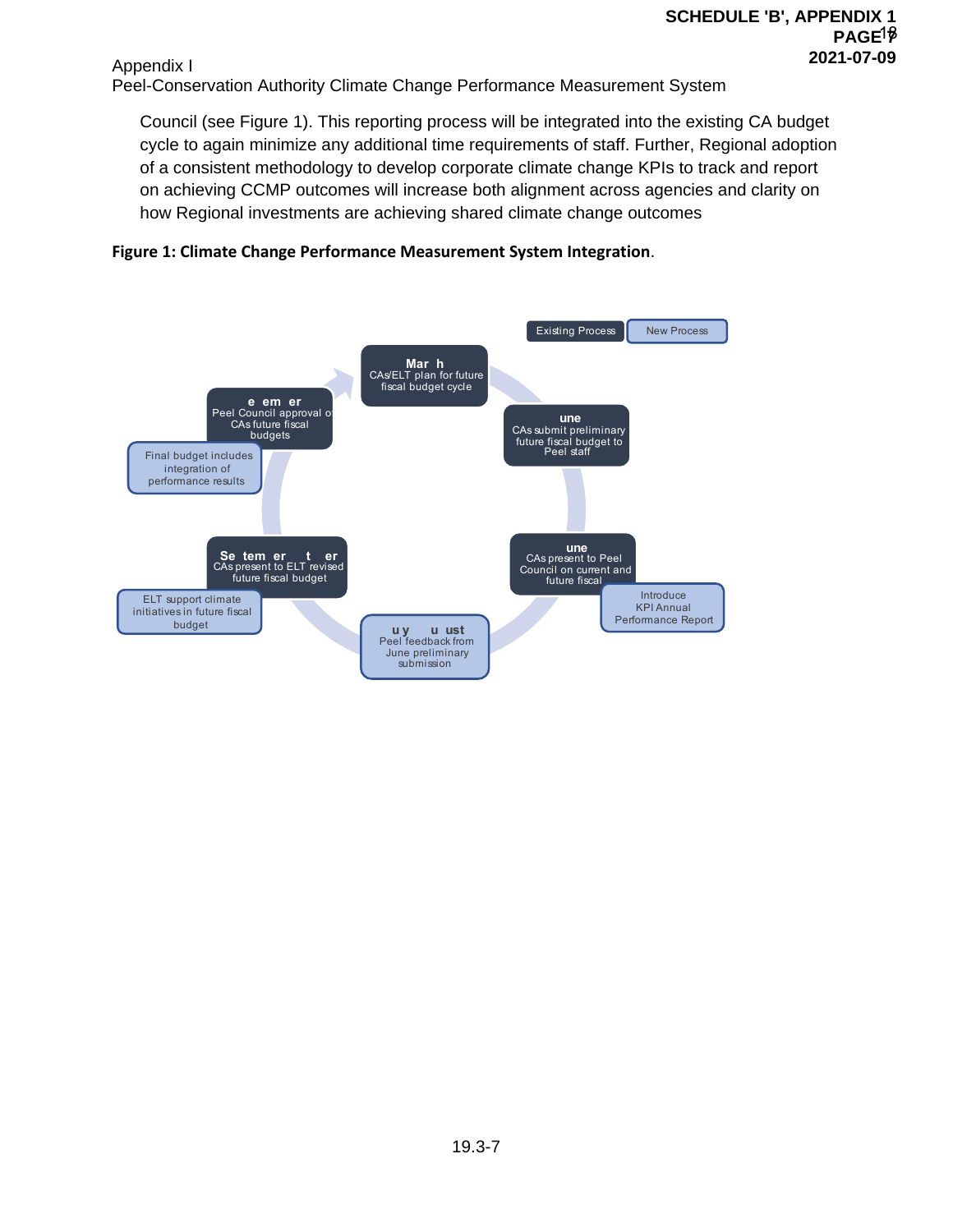Council (see Figure 1). This reporting process will be integrated into the existing CA budget cycle to again minimize any additional time requirements of staff. Further, Regional adoption of a consistent methodology to develop corporate climate change KPIs to track and report on achieving CCMP outcomes will increase both alignment across agencies and clarity on how Regional investments are achieving shared climate change outcomes

**Figure 1: Climate Change Performance Measurement System Integration**.

Existing Process | New Process

**March**
CAs/ELT plan for future fiscal budget cycle

**June**
CAs submit preliminary future fiscal budget to Peel staff

**June**
CAs present to Peel Council on current and future fiscal

Introduce KPI Annual Performance Report

**July-August**
Peel feedback from June preliminary submission

**September-October**
CAs present to ELT revised future fiscal budget

ELT support climate initiatives in future fiscal budget

**December**
Peel Council approval of CAs future fiscal budgets

Final budget includes integration of performance results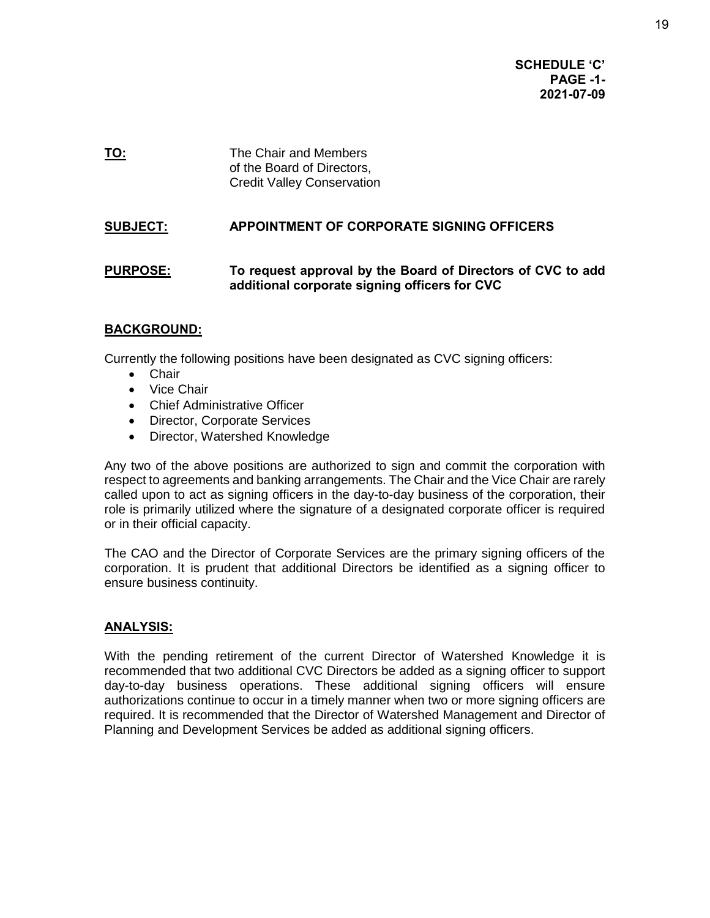**SCHEDULE 'C'**
**PAGE -1-**
**2021-07-09**

**TO:** The Chair and Members of the Board of Directors, Credit Valley Conservation

**SUBJECT: APPOINTMENT OF CORPORATE SIGNING OFFICERS**

**PURPOSE: To request approval by the Board of Directors of CVC to add additional corporate signing officers for CVC**

## BACKGROUND:

Currently the following positions have been designated as CVC signing officers:

- Chair
- Vice Chair
- Chief Administrative Officer
- Director, Corporate Services
- Director, Watershed Knowledge

Any two of the above positions are authorized to sign and commit the corporation with respect to agreements and banking arrangements. The Chair and the Vice Chair are rarely called upon to act as signing officers in the day-to-day business of the corporation, their role is primarily utilized where the signature of a designated corporate officer is required or in their official capacity.

The CAO and the Director of Corporate Services are the primary signing officers of the corporation. It is prudent that additional Directors be identified as a signing officer to ensure business continuity.

## ANALYSIS:

With the pending retirement of the current Director of Watershed Knowledge it is recommended that two additional CVC Directors be added as a signing officer to support day-to-day business operations. These additional signing officers will ensure authorizations continue to occur in a timely manner when two or more signing officers are required. It is recommended that the Director of Watershed Management and Director of Planning and Development Services be added as additional signing officers.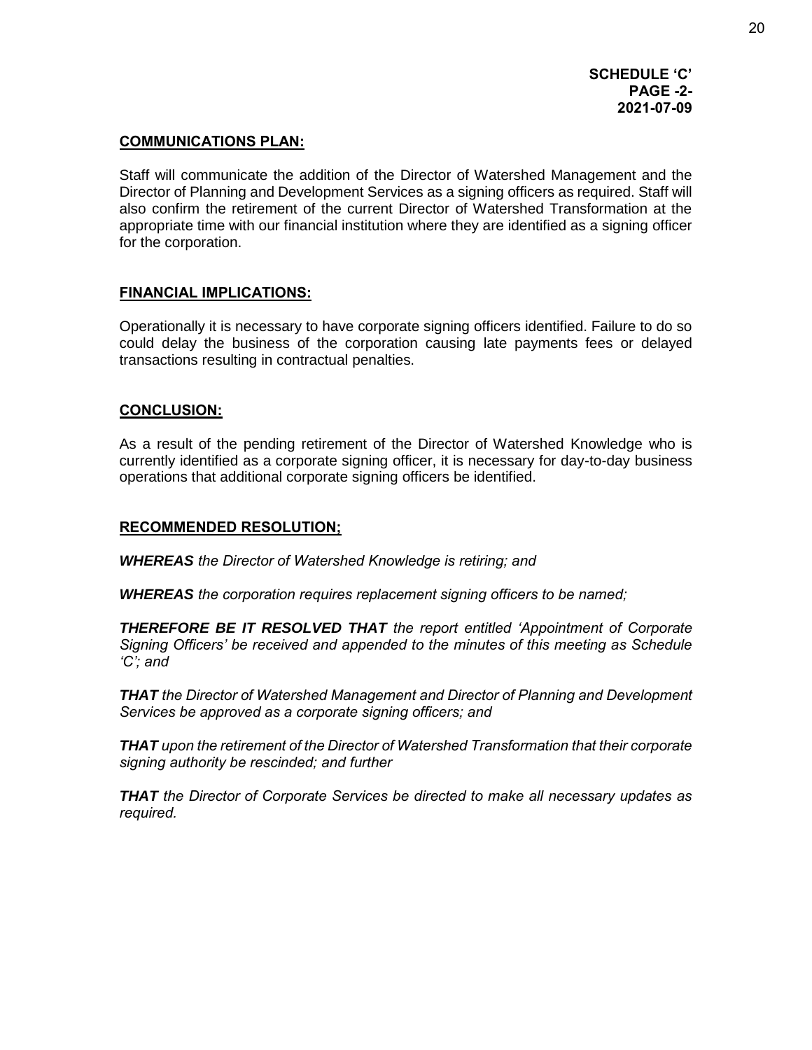**SCHEDULE 'C'**
**PAGE -2-**
**2021-07-09**

## COMMUNICATIONS PLAN:

Staff will communicate the addition of the Director of Watershed Management and the Director of Planning and Development Services as a signing officers as required. Staff will also confirm the retirement of the current Director of Watershed Transformation at the appropriate time with our financial institution where they are identified as a signing officer for the corporation.

## FINANCIAL IMPLICATIONS:

Operationally it is necessary to have corporate signing officers identified. Failure to do so could delay the business of the corporation causing late payments fees or delayed transactions resulting in contractual penalties.

## CONCLUSION:

As a result of the pending retirement of the Director of Watershed Knowledge who is currently identified as a corporate signing officer, it is necessary for day-to-day business operations that additional corporate signing officers be identified.

## RECOMMENDED RESOLUTION;

***WHEREAS*** *the Director of Watershed Knowledge is retiring; and*

***WHEREAS*** *the corporation requires replacement signing officers to be named;*

***THEREFORE BE IT RESOLVED THAT*** *the report entitled 'Appointment of Corporate Signing Officers' be received and appended to the minutes of this meeting as Schedule 'C'; and*

***THAT*** *the Director of Watershed Management and Director of Planning and Development Services be approved as a corporate signing officers; and*

***THAT*** *upon the retirement of the Director of Watershed Transformation that their corporate signing authority be rescinded; and further*

***THAT*** *the Director of Corporate Services be directed to make all necessary updates as required.*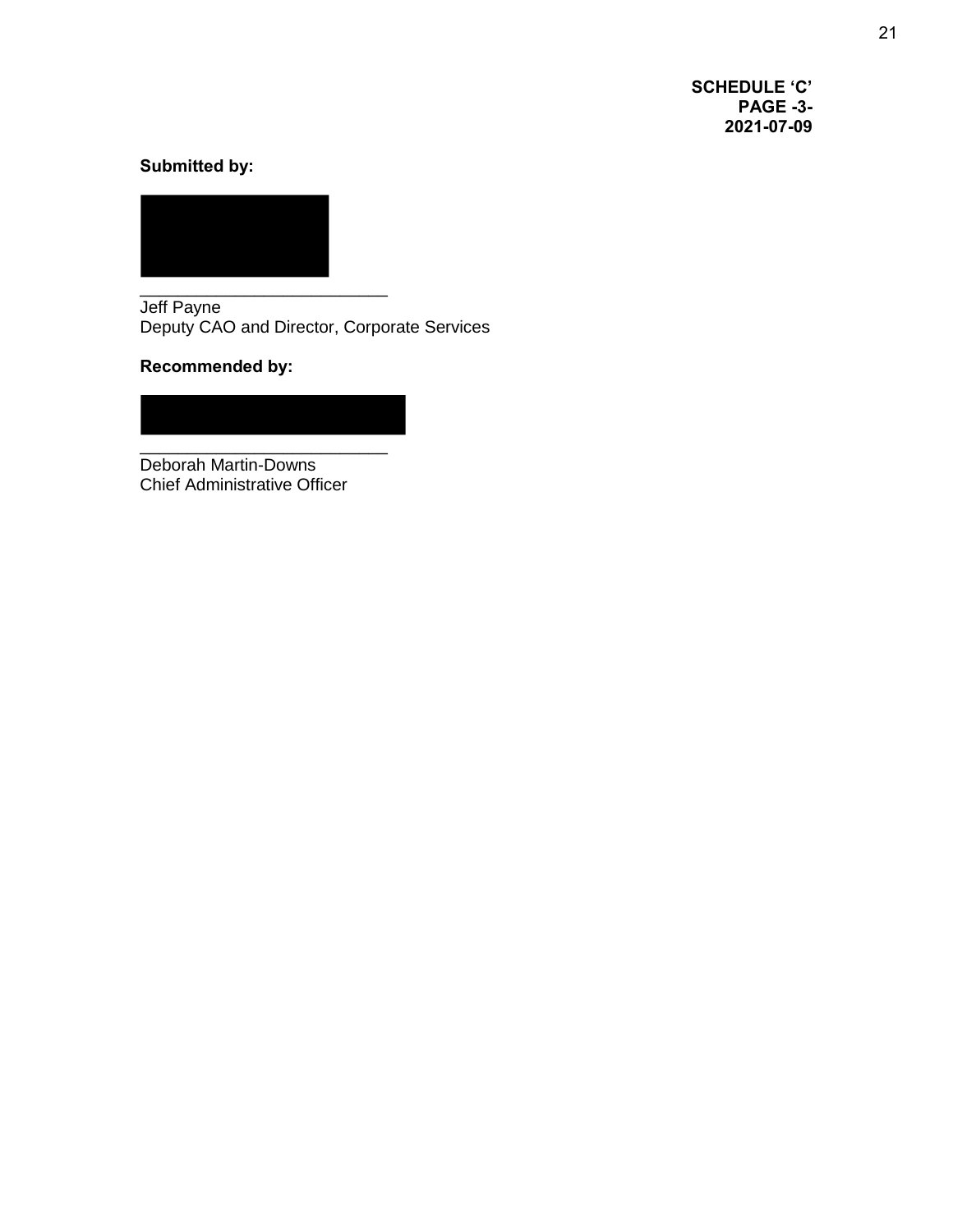**SCHEDULE 'C'**
**PAGE -3-**
**2021-07-09**

**Submitted by:**

\_\_\_\_\_\_\_\_\_\_\_\_\_\_\_\_\_\_\_\_\_\_\_\_\_\_\_\_

Jeff Payne
Deputy CAO and Director, Corporate Services

**Recommended by:**

\_\_\_\_\_\_\_\_\_\_\_\_\_\_\_\_\_\_\_\_\_\_\_\_\_\_\_\_

Deborah Martin-Downs
Chief Administrative Officer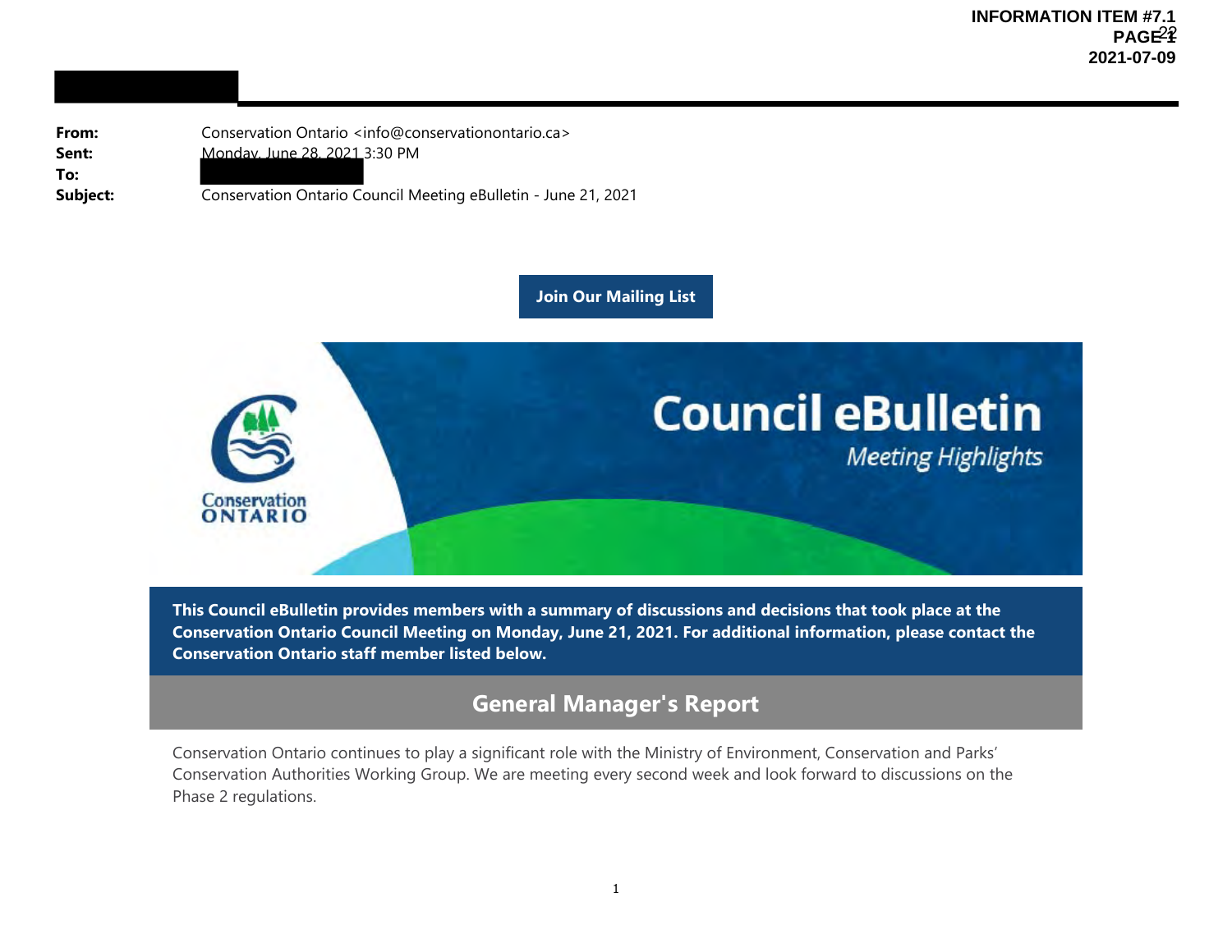INFORMATION ITEM #7.1
2021-07-09

**From:** Conservation Ontario <info@conservationontario.ca>
**Sent:** Monday, June 28, 2021 3:30 PM
**To:**
**Subject:** Conservation Ontario Council Meeting eBulletin - June 21, 2021

Join Our Mailing List

# Council eBulletin

*Meeting Highlights*

**This Council eBulletin provides members with a summary of discussions and decisions that took place at the Conservation Ontario Council Meeting on Monday, June 21, 2021. For additional information, please contact the Conservation Ontario staff member listed below.**

## General Manager's Report

Conservation Ontario continues to play a significant role with the Ministry of Environment, Conservation and Parks' Conservation Authorities Working Group. We are meeting every second week and look forward to discussions on the Phase 2 regulations.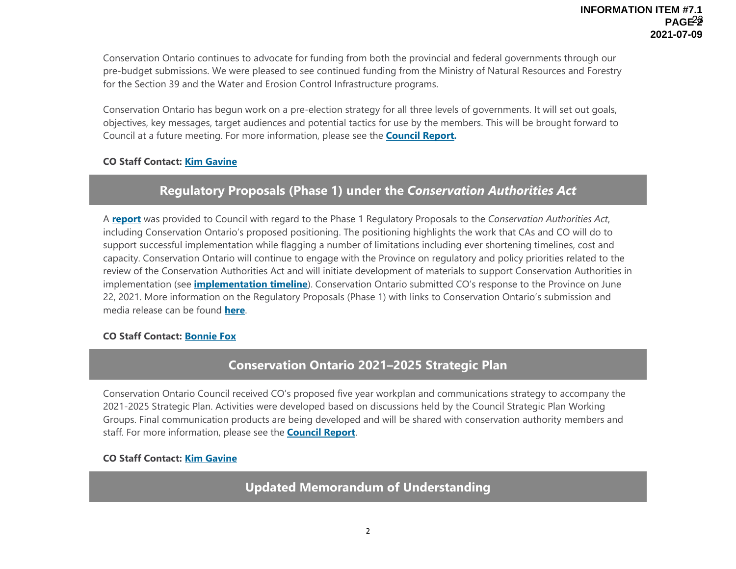Conservation Ontario continues to advocate for funding from both the provincial and federal governments through our pre-budget submissions. We were pleased to see continued funding from the Ministry of Natural Resources and Forestry for the Section 39 and the Water and Erosion Control Infrastructure programs.

Conservation Ontario has begun work on a pre-election strategy for all three levels of governments. It will set out goals, objectives, key messages, target audiences and potential tactics for use by the members. This will be brought forward to Council at a future meeting. For more information, please see the **Council Report.**

**CO Staff Contact: Kim Gavine**

## Regulatory Proposals (Phase 1) under the *Conservation Authorities Act*

A **report** was provided to Council with regard to the Phase 1 Regulatory Proposals to the *Conservation Authorities Act*, including Conservation Ontario's proposed positioning. The positioning highlights the work that CAs and CO will do to support successful implementation while flagging a number of limitations including ever shortening timelines, cost and capacity. Conservation Ontario will continue to engage with the Province on regulatory and policy priorities related to the review of the Conservation Authorities Act and will initiate development of materials to support Conservation Authorities in implementation (see **implementation timeline**). Conservation Ontario submitted CO's response to the Province on June 22, 2021. More information on the Regulatory Proposals (Phase 1) with links to Conservation Ontario's submission and media release can be found **here**.

**CO Staff Contact: Bonnie Fox**

## Conservation Ontario 2021–2025 Strategic Plan

Conservation Ontario Council received CO's proposed five year workplan and communications strategy to accompany the 2021-2025 Strategic Plan. Activities were developed based on discussions held by the Council Strategic Plan Working Groups. Final communication products are being developed and will be shared with conservation authority members and staff. For more information, please see the **Council Report**.

**CO Staff Contact: Kim Gavine**

## Updated Memorandum of Understanding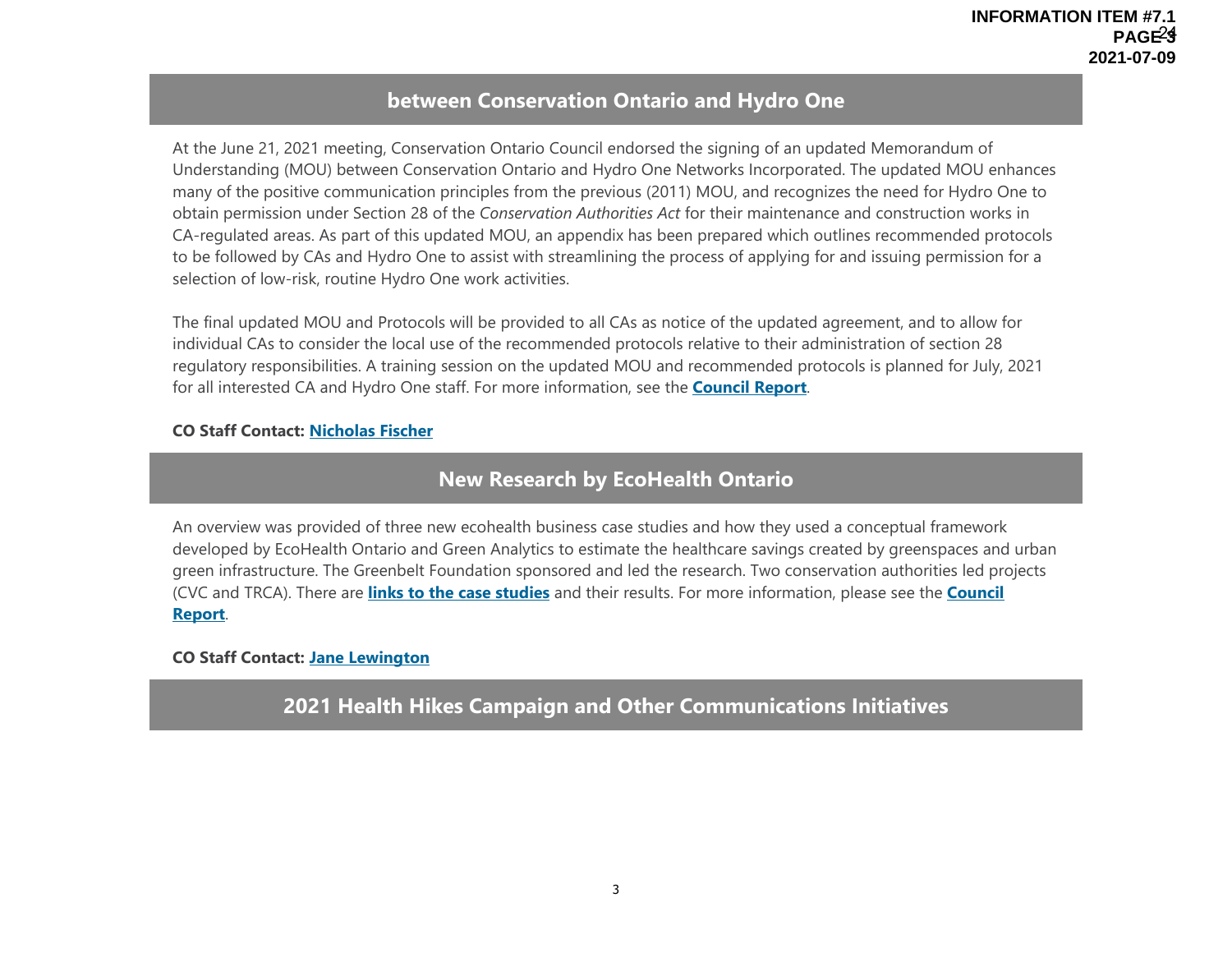## between Conservation Ontario and Hydro One

At the June 21, 2021 meeting, Conservation Ontario Council endorsed the signing of an updated Memorandum of Understanding (MOU) between Conservation Ontario and Hydro One Networks Incorporated. The updated MOU enhances many of the positive communication principles from the previous (2011) MOU, and recognizes the need for Hydro One to obtain permission under Section 28 of the *Conservation Authorities Act* for their maintenance and construction works in CA-regulated areas. As part of this updated MOU, an appendix has been prepared which outlines recommended protocols to be followed by CAs and Hydro One to assist with streamlining the process of applying for and issuing permission for a selection of low-risk, routine Hydro One work activities.

The final updated MOU and Protocols will be provided to all CAs as notice of the updated agreement, and to allow for individual CAs to consider the local use of the recommended protocols relative to their administration of section 28 regulatory responsibilities. A training session on the updated MOU and recommended protocols is planned for July, 2021 for all interested CA and Hydro One staff. For more information, see the **Council Report**.

**CO Staff Contact: Nicholas Fischer**

## New Research by EcoHealth Ontario

An overview was provided of three new ecohealth business case studies and how they used a conceptual framework developed by EcoHealth Ontario and Green Analytics to estimate the healthcare savings created by greenspaces and urban green infrastructure. The Greenbelt Foundation sponsored and led the research. Two conservation authorities led projects (CVC and TRCA). There are **links to the case studies** and their results. For more information, please see the **Council Report**.

**CO Staff Contact: Jane Lewington**

## 2021 Health Hikes Campaign and Other Communications Initiatives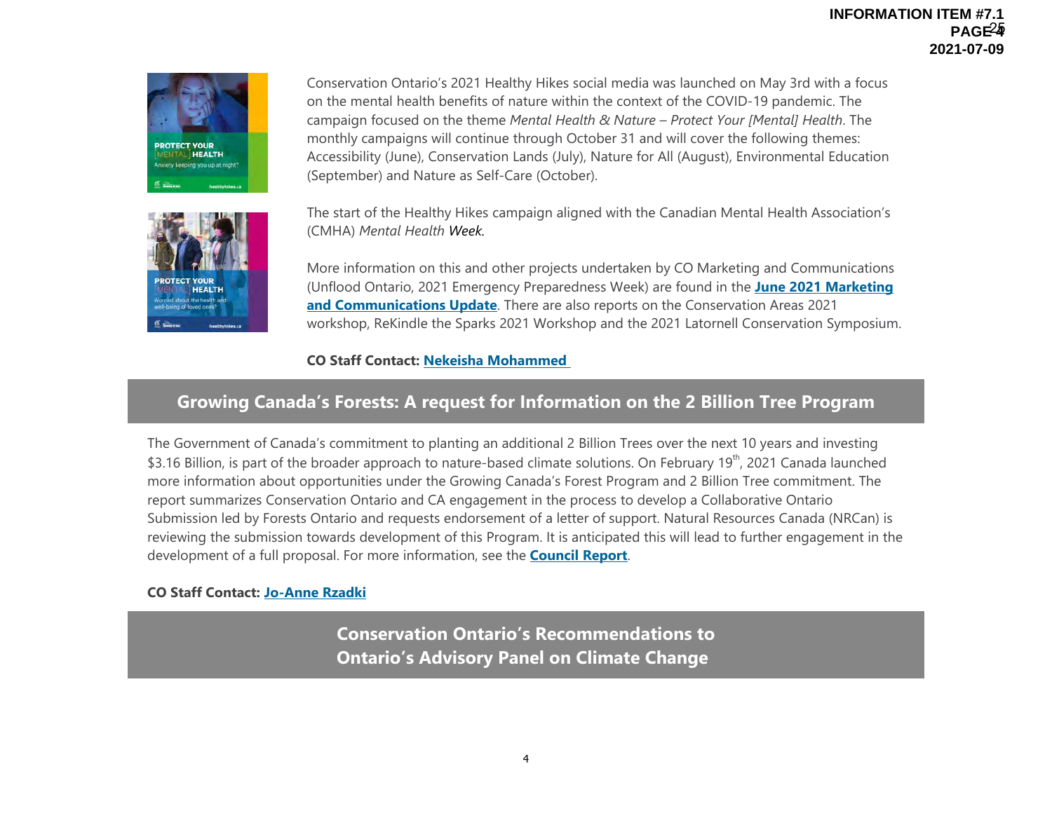Conservation Ontario's 2021 Healthy Hikes social media was launched on May 3rd with a focus on the mental health benefits of nature within the context of the COVID-19 pandemic. The campaign focused on the theme *Mental Health & Nature – Protect Your [Mental] Health*. The monthly campaigns will continue through October 31 and will cover the following themes: Accessibility (June), Conservation Lands (July), Nature for All (August), Environmental Education (September) and Nature as Self-Care (October).

The start of the Healthy Hikes campaign aligned with the Canadian Mental Health Association's (CMHA) *Mental Health Week.*

More information on this and other projects undertaken by CO Marketing and Communications (Unflood Ontario, 2021 Emergency Preparedness Week) are found in the **June 2021 Marketing and Communications Update**. There are also reports on the Conservation Areas 2021 workshop, ReKindle the Sparks 2021 Workshop and the 2021 Latornell Conservation Symposium.

**CO Staff Contact: Nekeisha Mohammed**

## Growing Canada's Forests: A request for Information on the 2 Billion Tree Program

The Government of Canada's commitment to planting an additional 2 Billion Trees over the next 10 years and investing $3.16 Billion, is part of the broader approach to nature-based climate solutions. On February 19th, 2021 Canada launched more information about opportunities under the Growing Canada's Forest Program and 2 Billion Tree commitment. The report summarizes Conservation Ontario and CA engagement in the process to develop a Collaborative Ontario Submission led by Forests Ontario and requests endorsement of a letter of support. Natural Resources Canada (NRCan) is reviewing the submission towards development of this Program. It is anticipated this will lead to further engagement in the development of a full proposal. For more information, see the **Council Report**.

**CO Staff Contact: Jo-Anne Rzadki**

## Conservation Ontario's Recommendations to Ontario's Advisory Panel on Climate Change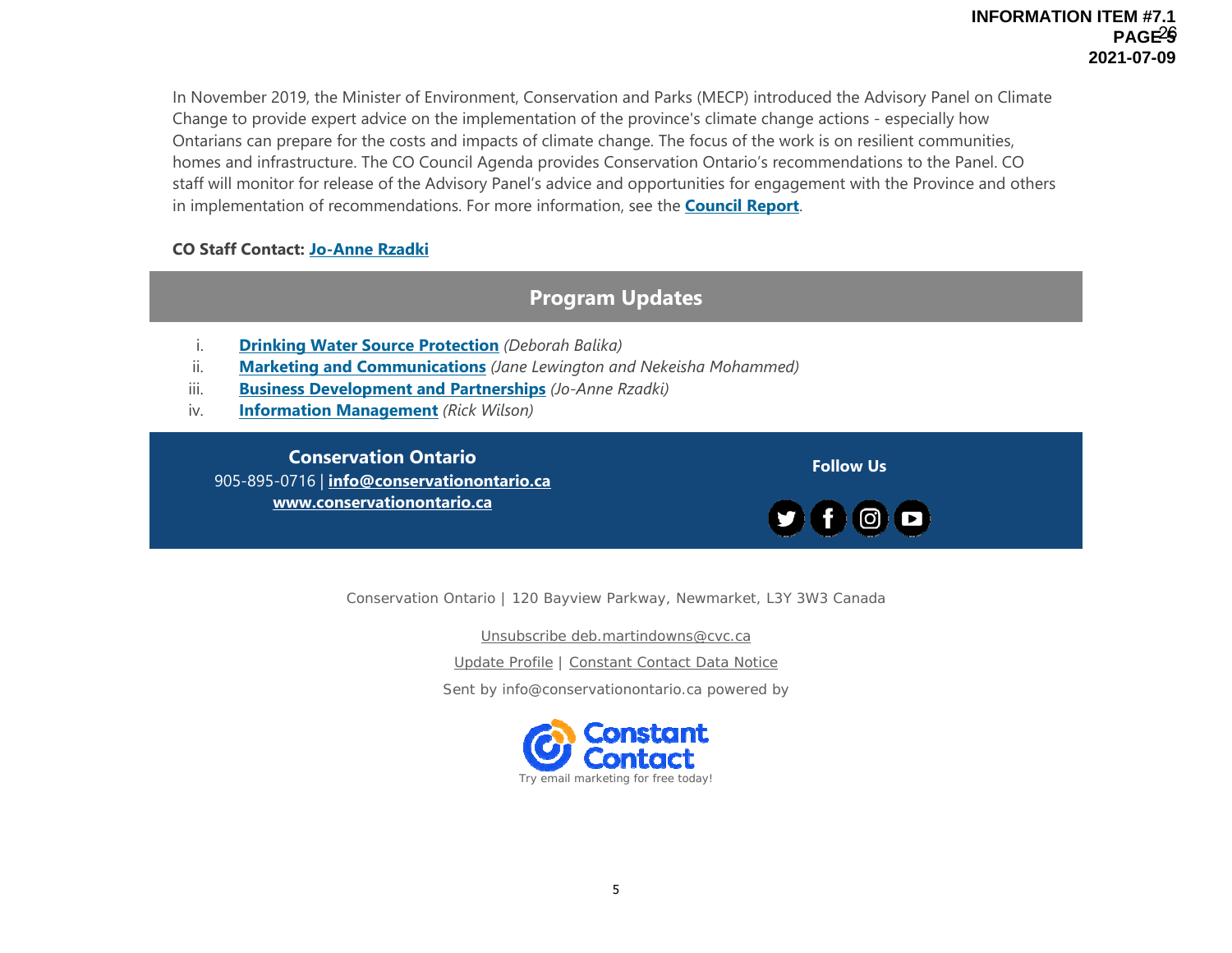In November 2019, the Minister of Environment, Conservation and Parks (MECP) introduced the Advisory Panel on Climate Change to provide expert advice on the implementation of the province's climate change actions - especially how Ontarians can prepare for the costs and impacts of climate change. The focus of the work is on resilient communities, homes and infrastructure. The CO Council Agenda provides Conservation Ontario's recommendations to the Panel. CO staff will monitor for release of the Advisory Panel's advice and opportunities for engagement with the Province and others in implementation of recommendations. For more information, see the **Council Report**.

**CO Staff Contact: Jo-Anne Rzadki**

## Program Updates

i. **Drinking Water Source Protection** *(Deborah Balika)*
ii. **Marketing and Communications** *(Jane Lewington and Nekeisha Mohammed)*
iii. **Business Development and Partnerships** *(Jo-Anne Rzadki)*
iv. **Information Management** *(Rick Wilson)*

**Conservation Ontario**
905-895-0716 | **info@conservationontario.ca**
**www.conservationontario.ca**

**Follow Us**

Conservation Ontario | 120 Bayview Parkway, Newmarket, L3Y 3W3 Canada

Unsubscribe deb.martindowns@cvc.ca

Update Profile | Constant Contact Data Notice

Sent by info@conservationontario.ca powered by

Constant Contact
Try email marketing for free today!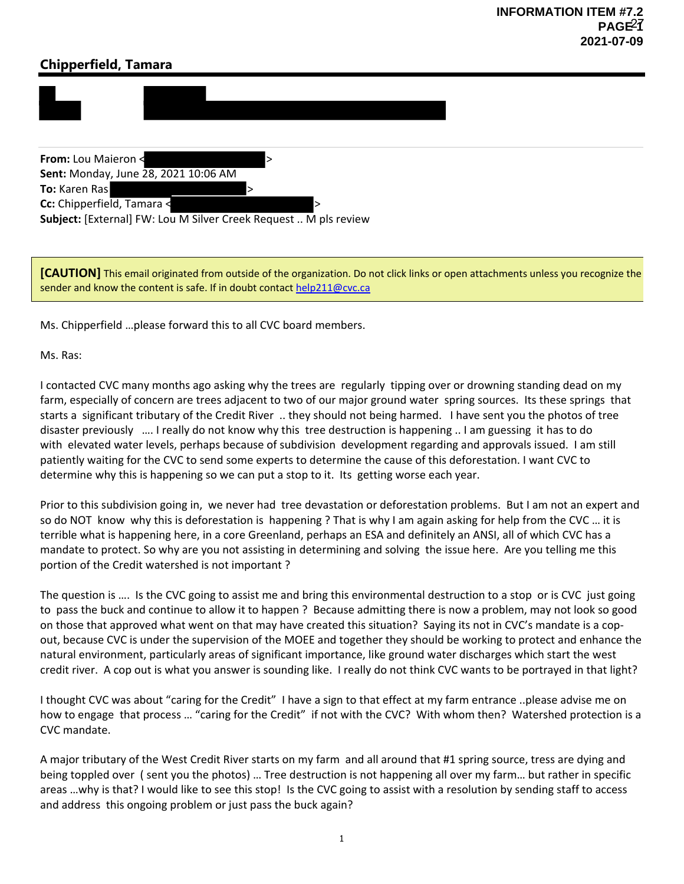INFORMATION ITEM #7.2
PAGE 27
2021-07-09

## Chipperfield, Tamara

**From:** Lou Maieron <>
**Sent:** Monday, June 28, 2021 10:06 AM
**To:** Karen Ras >
**Cc:** Chipperfield, Tamara <>
**Subject:** [External] FW: Lou M Silver Creek Request .. M pls review

**[CAUTION]** This email originated from outside of the organization. Do not click links or open attachments unless you recognize the sender and know the content is safe. If in doubt contact help211@cvc.ca

Ms. Chipperfield …please forward this to all CVC board members.

Ms. Ras:

I contacted CVC many months ago asking why the trees are regularly tipping over or drowning standing dead on my farm, especially of concern are trees adjacent to two of our major ground water spring sources. Its these springs that starts a significant tributary of the Credit River .. they should not being harmed. I have sent you the photos of tree disaster previously …. I really do not know why this tree destruction is happening .. I am guessing it has to do with elevated water levels, perhaps because of subdivision development regarding and approvals issued. I am still patiently waiting for the CVC to send some experts to determine the cause of this deforestation. I want CVC to determine why this is happening so we can put a stop to it. Its getting worse each year.

Prior to this subdivision going in, we never had tree devastation or deforestation problems. But I am not an expert and so do NOT know why this is deforestation is happening ? That is why I am again asking for help from the CVC … it is terrible what is happening here, in a core Greenland, perhaps an ESA and definitely an ANSI, all of which CVC has a mandate to protect. So why are you not assisting in determining and solving the issue here. Are you telling me this portion of the Credit watershed is not important ?

The question is …. Is the CVC going to assist me and bring this environmental destruction to a stop or is CVC just going to pass the buck and continue to allow it to happen ? Because admitting there is now a problem, may not look so good on those that approved what went on that may have created this situation? Saying its not in CVC's mandate is a cop-out, because CVC is under the supervision of the MOEE and together they should be working to protect and enhance the natural environment, particularly areas of significant importance, like ground water discharges which start the west credit river. A cop out is what you answer is sounding like. I really do not think CVC wants to be portrayed in that light?

I thought CVC was about "caring for the Credit" I have a sign to that effect at my farm entrance ..please advise me on how to engage that process … "caring for the Credit" if not with the CVC? With whom then? Watershed protection is a CVC mandate.

A major tributary of the West Credit River starts on my farm and all around that #1 spring source, tress are dying and being toppled over ( sent you the photos) … Tree destruction is not happening all over my farm… but rather in specific areas …why is that? I would like to see this stop! Is the CVC going to assist with a resolution by sending staff to access and address this ongoing problem or just pass the buck again?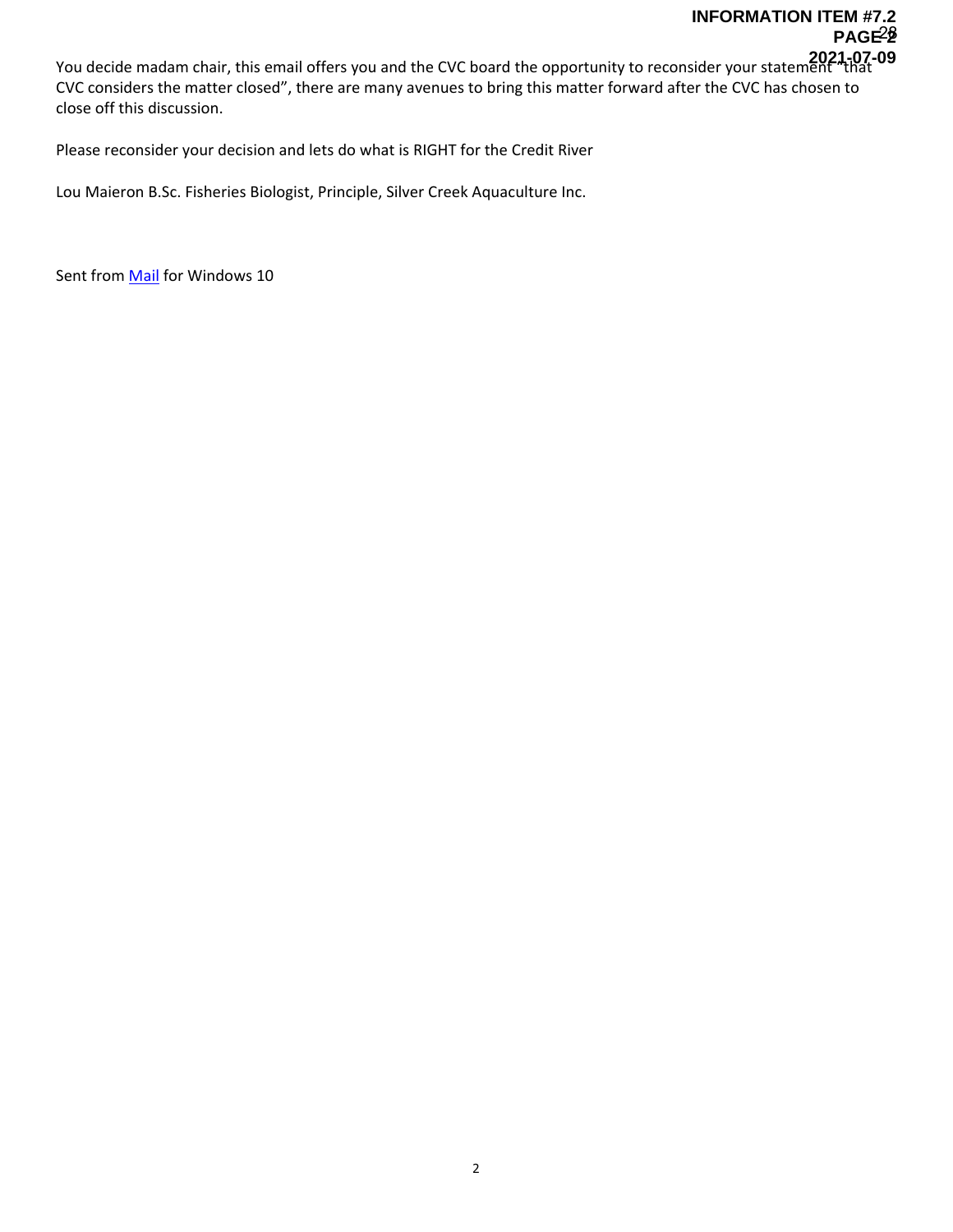You decide madam chair, this email offers you and the CVC board the opportunity to reconsider your statement "that CVC considers the matter closed", there are many avenues to bring this matter forward after the CVC has chosen to close off this discussion.

Please reconsider your decision and lets do what is RIGHT for the Credit River

Lou Maieron B.Sc. Fisheries Biologist, Principle, Silver Creek Aquaculture Inc.

Sent from Mail for Windows 10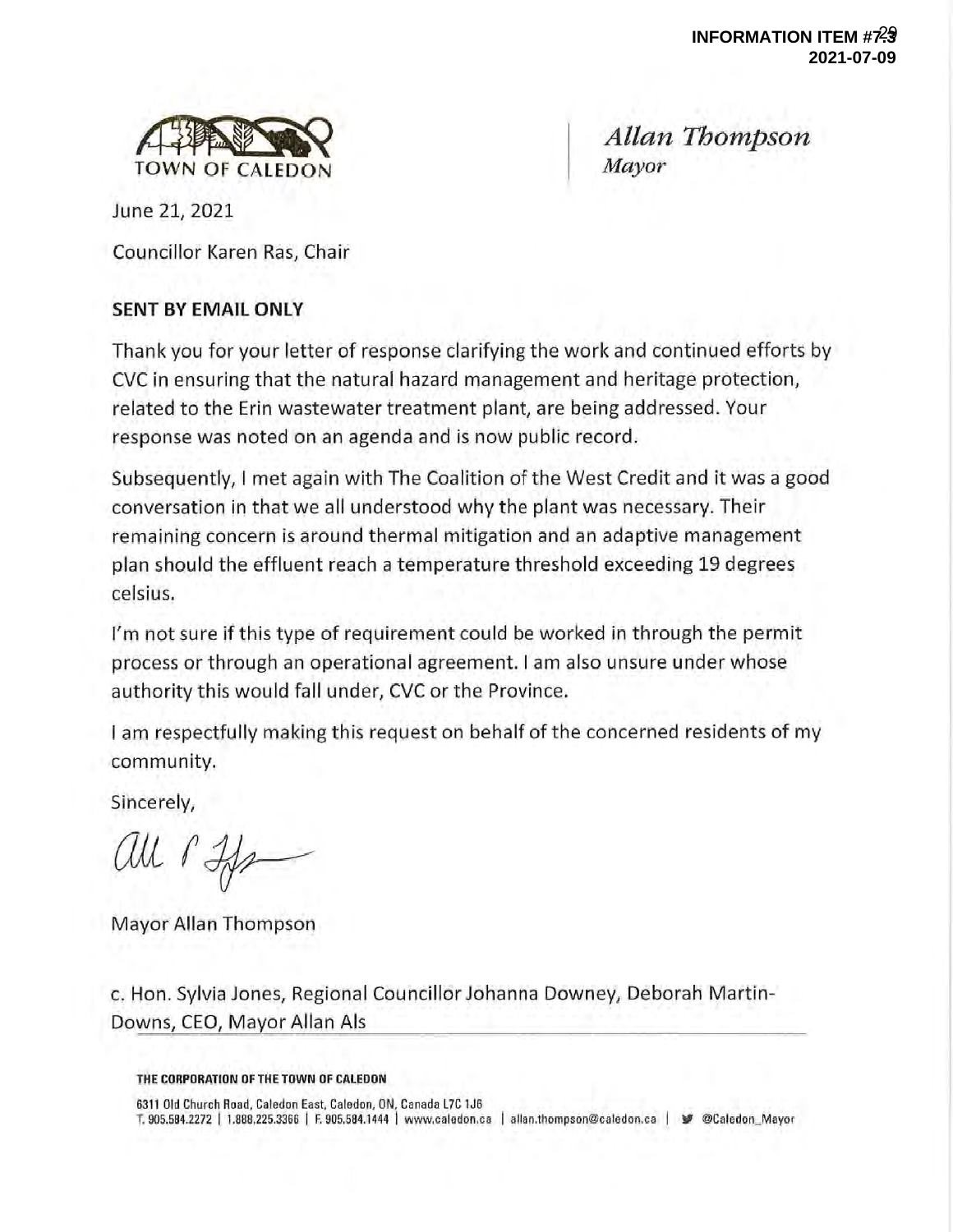**INFORMATION ITEM #7.3**
**2021-07-09**

TOWN OF CALEDON

*Allan Thompson*
*Mayor*

June 21, 2021

Councillor Karen Ras, Chair

**SENT BY EMAIL ONLY**

Thank you for your letter of response clarifying the work and continued efforts by CVC in ensuring that the natural hazard management and heritage protection, related to the Erin wastewater treatment plant, are being addressed. Your response was noted on an agenda and is now public record.

Subsequently, I met again with The Coalition of the West Credit and it was a good conversation in that we all understood why the plant was necessary. Their remaining concern is around thermal mitigation and an adaptive management plan should the effluent reach a temperature threshold exceeding 19 degrees celsius.

I'm not sure if this type of requirement could be worked in through the permit process or through an operational agreement. I am also unsure under whose authority this would fall under, CVC or the Province.

I am respectfully making this request on behalf of the concerned residents of my community.

Sincerely,

Mayor Allan Thompson

c. Hon. Sylvia Jones, Regional Councillor Johanna Downey, Deborah Martin-Downs, CEO, Mayor Allan Als

**THE CORPORATION OF THE TOWN OF CALEDON**

6311 Old Church Road, Caledon East, Caledon, ON, Canada L7C 1J6
T. 905.584.2272 | 1.888.225.3366 | F. 905.584.1444 | www.caledon.ca | allan.thompson@caledon.ca | @Caledon_Mayor